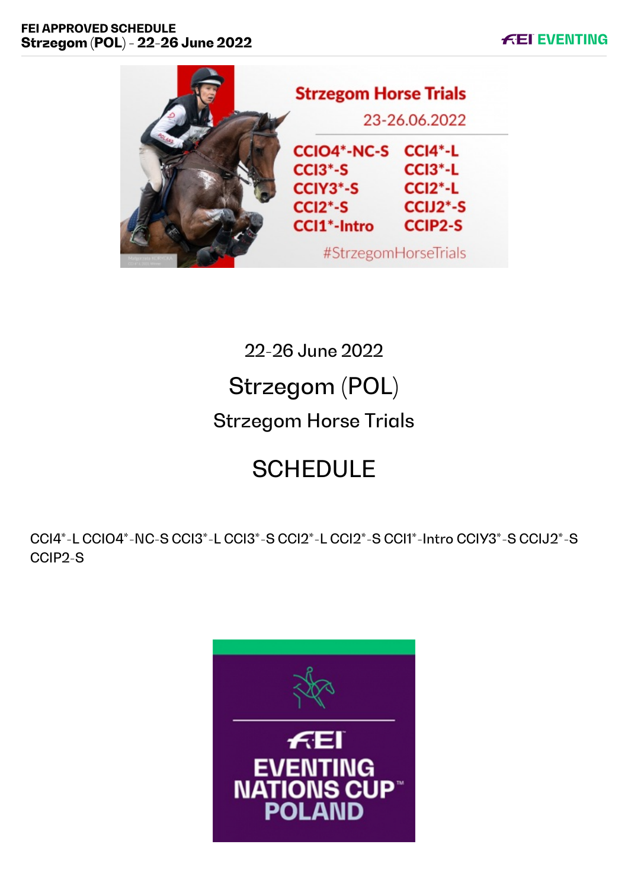22-26 June 2022

# Strzegom (POL)

## Strzegom Horse Trials

# SCHEDULE

CCI4*-L CCIO4*-NC-S CCI3*-L CCI3*-S CCI2*-L CCI2*-S CCI1*-Intro CCIY3*-S CCIJ2*-S CCIP2-S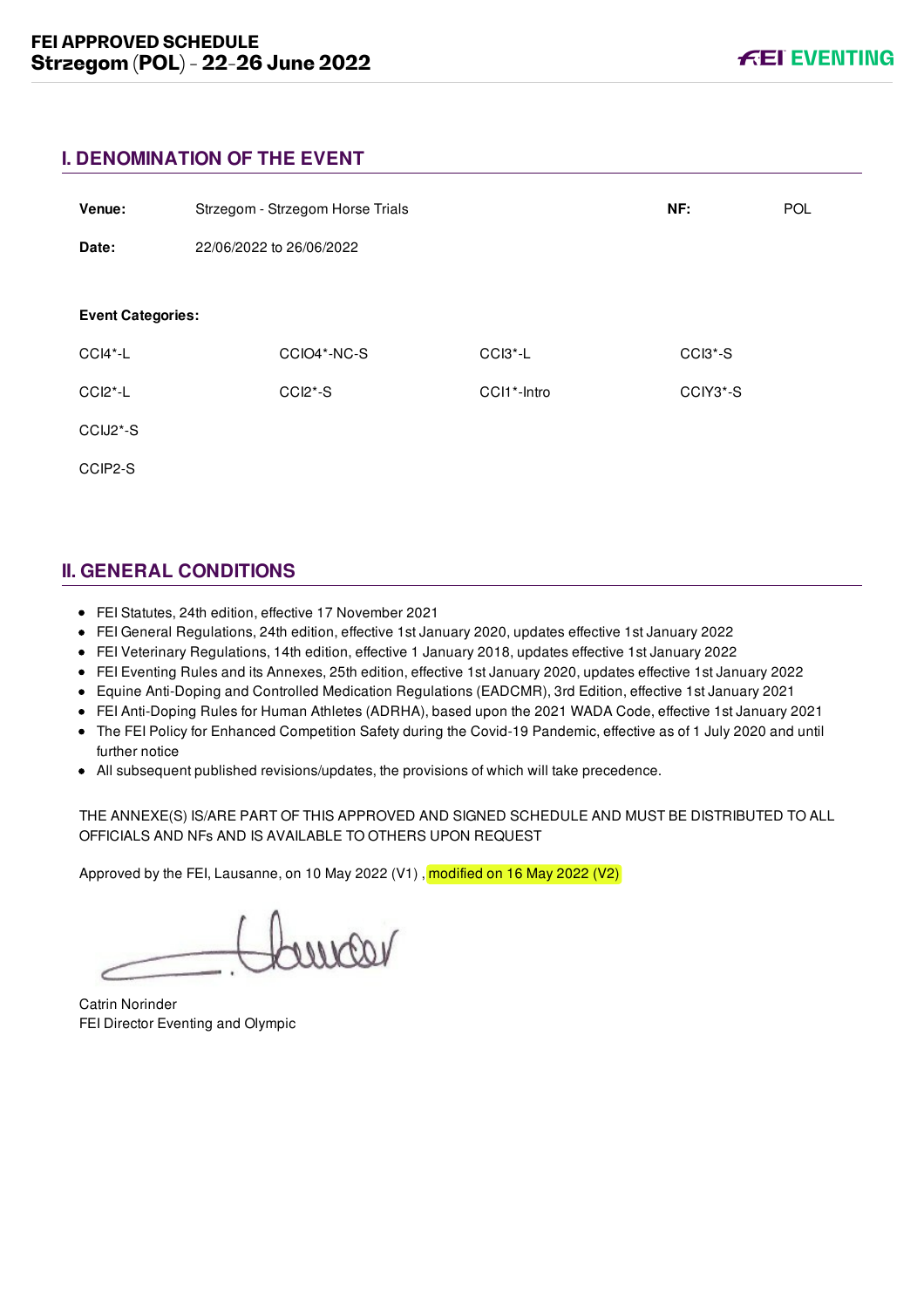# I. DENOMINATION OF THE EVENT

| | | | |
|---|---|---|---|
| **Venue:** | Strzegom - Strzegom Horse Trials | **NF:** | POL |
| **Date:** | 22/06/2022 to 26/06/2022 | | |

**Event Categories:**

| | | | |
|---|---|---|---|
| CCI4*-L | CCIO4*-NC-S | CCI3*-L | CCI3*-S |
| CCI2*-L | CCI2*-S | CCI1*-Intro | CCIY3*-S |
| CCIJ2*-S | | | |
| CCIP2-S | | | |

# II. GENERAL CONDITIONS

- FEI Statutes, 24th edition, effective 17 November 2021
- FEI General Regulations, 24th edition, effective 1st January 2020, updates effective 1st January 2022
- FEI Veterinary Regulations, 14th edition, effective 1 January 2018, updates effective 1st January 2022
- FEI Eventing Rules and its Annexes, 25th edition, effective 1st January 2020, updates effective 1st January 2022
- Equine Anti-Doping and Controlled Medication Regulations (EADCMR), 3rd Edition, effective 1st January 2021
- FEI Anti-Doping Rules for Human Athletes (ADRHA), based upon the 2021 WADA Code, effective 1st January 2021
- The FEI Policy for Enhanced Competition Safety during the Covid-19 Pandemic, effective as of 1 July 2020 and until further notice
- All subsequent published revisions/updates, the provisions of which will take precedence.

THE ANNEXE(S) IS/ARE PART OF THIS APPROVED AND SIGNED SCHEDULE AND MUST BE DISTRIBUTED TO ALL OFFICIALS AND NFs AND IS AVAILABLE TO OTHERS UPON REQUEST

Approved by the FEI, Lausanne, on 10 May 2022 (V1) , modified on 16 May 2022 (V2)

Catrin Norinder
FEI Director Eventing and Olympic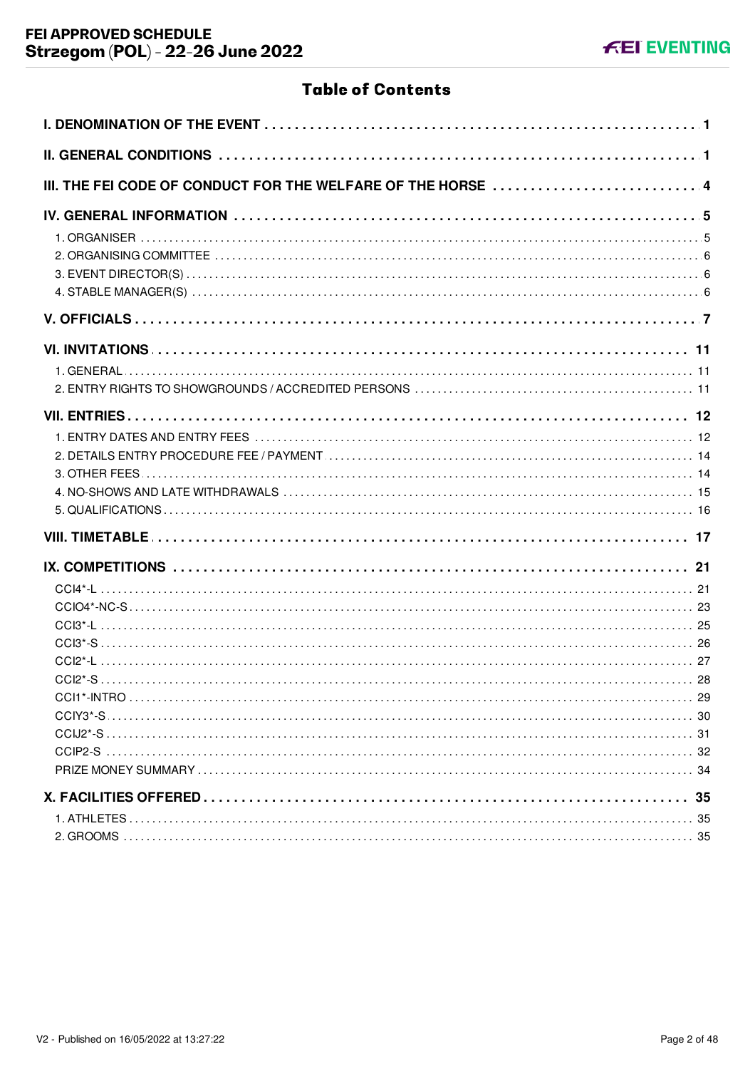# Table of Contents

| | |
|---|---|
| **I. DENOMINATION OF THE EVENT** | **1** |
| **II. GENERAL CONDITIONS** | **1** |
| **III. THE FEI CODE OF CONDUCT FOR THE WELFARE OF THE HORSE** | **4** |
| **IV. GENERAL INFORMATION** | **5** |
| 1. ORGANISER | 5 |
| 2. ORGANISING COMMITTEE | 6 |
| 3. EVENT DIRECTOR(S) | 6 |
| 4. STABLE MANAGER(S) | 6 |
| **V. OFFICIALS** | **7** |
| **VI. INVITATIONS** | **11** |
| 1. GENERAL | 11 |
| 2. ENTRY RIGHTS TO SHOWGROUNDS / ACCREDITED PERSONS | 11 |
| **VII. ENTRIES** | **12** |
| 1. ENTRY DATES AND ENTRY FEES | 12 |
| 2. DETAILS ENTRY PROCEDURE FEE / PAYMENT | 14 |
| 3. OTHER FEES | 14 |
| 4. NO-SHOWS AND LATE WITHDRAWALS | 15 |
| 5. QUALIFICATIONS | 16 |
| **VIII. TIMETABLE** | **17** |
| **IX. COMPETITIONS** | **21** |
| CCI4*-L | 21 |
| CCIO4*-NC-S | 23 |
| CCI3*-L | 25 |
| CCI3*-S | 26 |
| CCI2*-L | 27 |
| CCI2*-S | 28 |
| CCI1*-INTRO | 29 |
| CCIY3*-S | 30 |
| CCIJ2*-S | 31 |
| CCIP2-S | 32 |
| PRIZE MONEY SUMMARY | 34 |
| **X. FACILITIES OFFERED** | **35** |
| 1. ATHLETES | 35 |
| 2. GROOMS | 35 |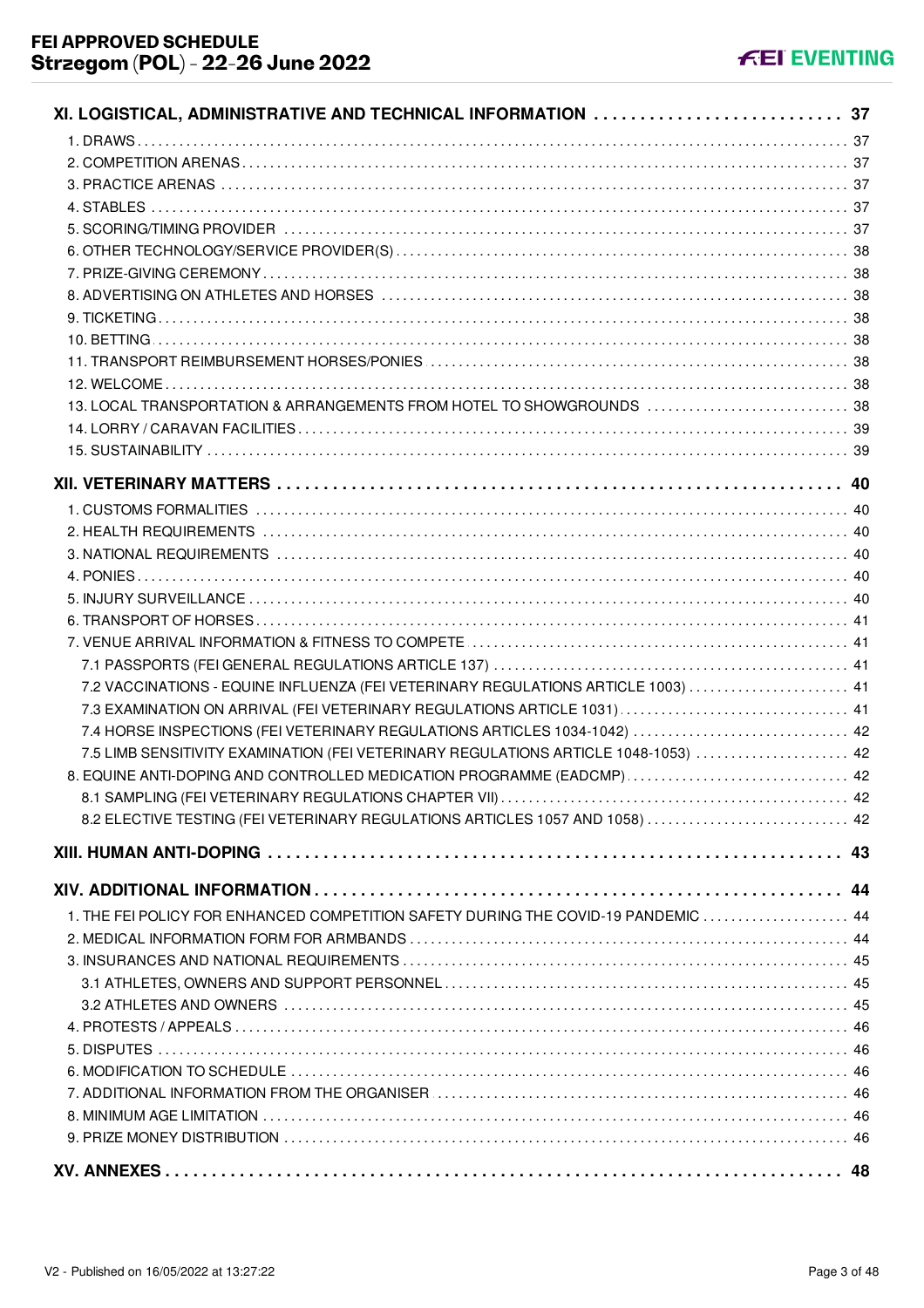**XI. LOGISTICAL, ADMINISTRATIVE AND TECHNICAL INFORMATION . . . . . . . . . . 37**

1. DRAWS . . . . . . . . . . 37
2. COMPETITION ARENAS . . . . . . . . . . 37
3. PRACTICE ARENAS . . . . . . . . . . 37
4. STABLES . . . . . . . . . . 37
5. SCORING/TIMING PROVIDER . . . . . . . . . . 37
6. OTHER TECHNOLOGY/SERVICE PROVIDER(S) . . . . . . . . . . 38
7. PRIZE-GIVING CEREMONY . . . . . . . . . . 38
8. ADVERTISING ON ATHLETES AND HORSES . . . . . . . . . . 38
9. TICKETING . . . . . . . . . . 38
10. BETTING . . . . . . . . . . 38
11. TRANSPORT REIMBURSEMENT HORSES/PONIES . . . . . . . . . . 38
12. WELCOME . . . . . . . . . . 38
13. LOCAL TRANSPORTATION & ARRANGEMENTS FROM HOTEL TO SHOWGROUNDS . . . . . . . . . . 38
14. LORRY / CARAVAN FACILITIES . . . . . . . . . . 39
15. SUSTAINABILITY . . . . . . . . . . 39

**XII. VETERINARY MATTERS . . . . . . . . . . 40**

1. CUSTOMS FORMALITIES . . . . . . . . . . 40
2. HEALTH REQUIREMENTS . . . . . . . . . . 40
3. NATIONAL REQUIREMENTS . . . . . . . . . . 40
4. PONIES . . . . . . . . . . 40
5. INJURY SURVEILLANCE . . . . . . . . . . 40
6. TRANSPORT OF HORSES . . . . . . . . . . 41
7. VENUE ARRIVAL INFORMATION & FITNESS TO COMPETE . . . . . . . . . . 41
   - 7.1 PASSPORTS (FEI GENERAL REGULATIONS ARTICLE 137) . . . . . . . . . . 41
   - 7.2 VACCINATIONS - EQUINE INFLUENZA (FEI VETERINARY REGULATIONS ARTICLE 1003) . . . . . . . . . . 41
   - 7.3 EXAMINATION ON ARRIVAL (FEI VETERINARY REGULATIONS ARTICLE 1031) . . . . . . . . . . 41
   - 7.4 HORSE INSPECTIONS (FEI VETERINARY REGULATIONS ARTICLES 1034-1042) . . . . . . . . . . 42
   - 7.5 LIMB SENSITIVITY EXAMINATION (FEI VETERINARY REGULATIONS ARTICLE 1048-1053) . . . . . . . . . . 42
8. EQUINE ANTI-DOPING AND CONTROLLED MEDICATION PROGRAMME (EADCMP) . . . . . . . . . . 42
   - 8.1 SAMPLING (FEI VETERINARY REGULATIONS CHAPTER VII) . . . . . . . . . . 42
   - 8.2 ELECTIVE TESTING (FEI VETERINARY REGULATIONS ARTICLES 1057 AND 1058) . . . . . . . . . . 42

**XIII. HUMAN ANTI-DOPING . . . . . . . . . . 43**

**XIV. ADDITIONAL INFORMATION . . . . . . . . . . 44**

1. THE FEI POLICY FOR ENHANCED COMPETITION SAFETY DURING THE COVID-19 PANDEMIC . . . . . . . . . . 44
2. MEDICAL INFORMATION FORM FOR ARMBANDS . . . . . . . . . . 44
3. INSURANCES AND NATIONAL REQUIREMENTS . . . . . . . . . . 45
   - 3.1 ATHLETES, OWNERS AND SUPPORT PERSONNEL . . . . . . . . . . 45
   - 3.2 ATHLETES AND OWNERS . . . . . . . . . . 45
4. PROTESTS / APPEALS . . . . . . . . . . 46
5. DISPUTES . . . . . . . . . . 46
6. MODIFICATION TO SCHEDULE . . . . . . . . . . 46
7. ADDITIONAL INFORMATION FROM THE ORGANISER . . . . . . . . . . 46
8. MINIMUM AGE LIMITATION . . . . . . . . . . 46
9. PRIZE MONEY DISTRIBUTION . . . . . . . . . . 46

**XV. ANNEXES . . . . . . . . . . 48**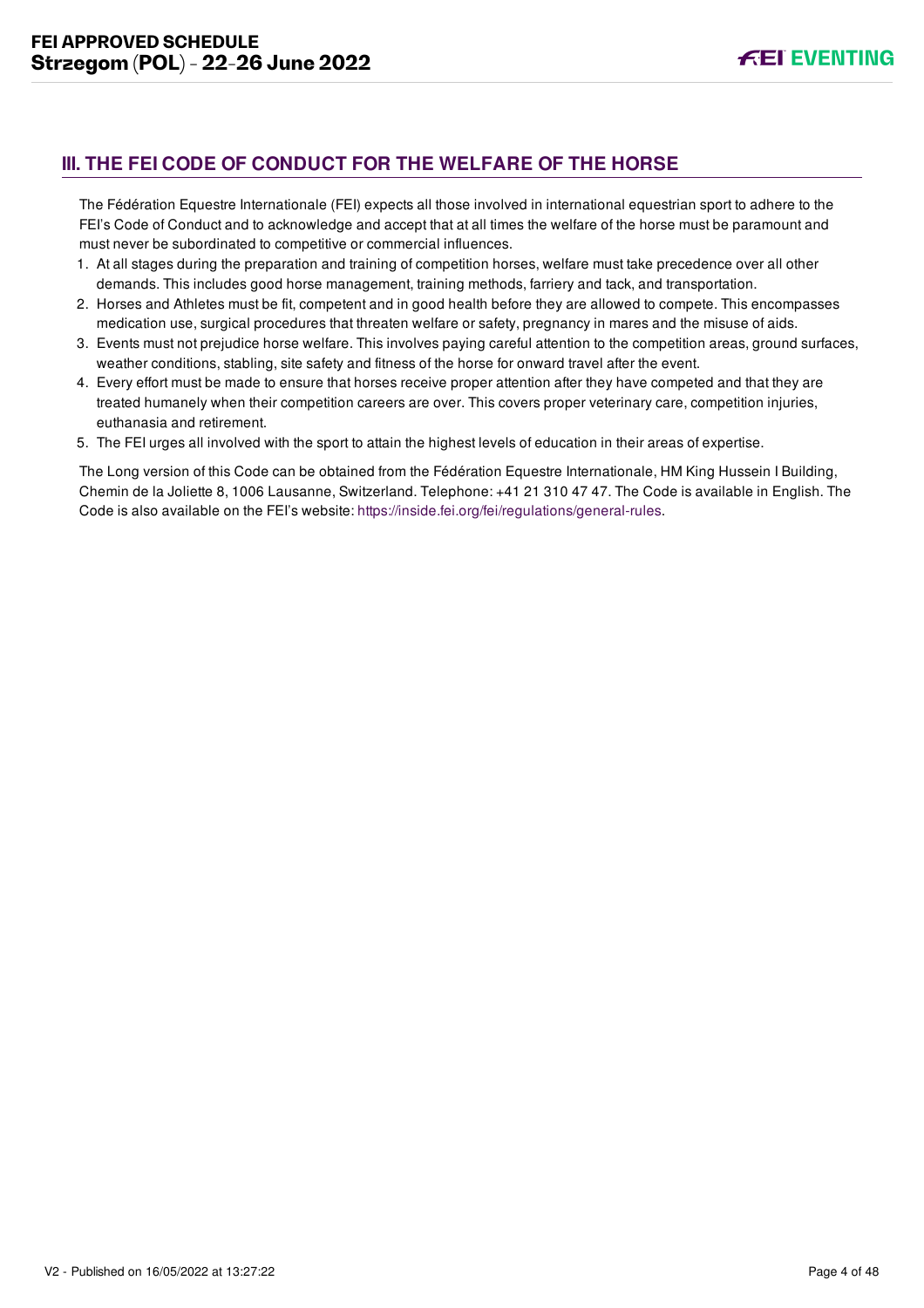## III. THE FEI CODE OF CONDUCT FOR THE WELFARE OF THE HORSE

The Fédération Equestre Internationale (FEI) expects all those involved in international equestrian sport to adhere to the FEI's Code of Conduct and to acknowledge and accept that at all times the welfare of the horse must be paramount and must never be subordinated to competitive or commercial influences.

1. At all stages during the preparation and training of competition horses, welfare must take precedence over all other demands. This includes good horse management, training methods, farriery and tack, and transportation.
2. Horses and Athletes must be fit, competent and in good health before they are allowed to compete. This encompasses medication use, surgical procedures that threaten welfare or safety, pregnancy in mares and the misuse of aids.
3. Events must not prejudice horse welfare. This involves paying careful attention to the competition areas, ground surfaces, weather conditions, stabling, site safety and fitness of the horse for onward travel after the event.
4. Every effort must be made to ensure that horses receive proper attention after they have competed and that they are treated humanely when their competition careers are over. This covers proper veterinary care, competition injuries, euthanasia and retirement.
5. The FEI urges all involved with the sport to attain the highest levels of education in their areas of expertise.

The Long version of this Code can be obtained from the Fédération Equestre Internationale, HM King Hussein I Building, Chemin de la Joliette 8, 1006 Lausanne, Switzerland. Telephone: +41 21 310 47 47. The Code is available in English. The Code is also available on the FEI's website: https://inside.fei.org/fei/regulations/general-rules.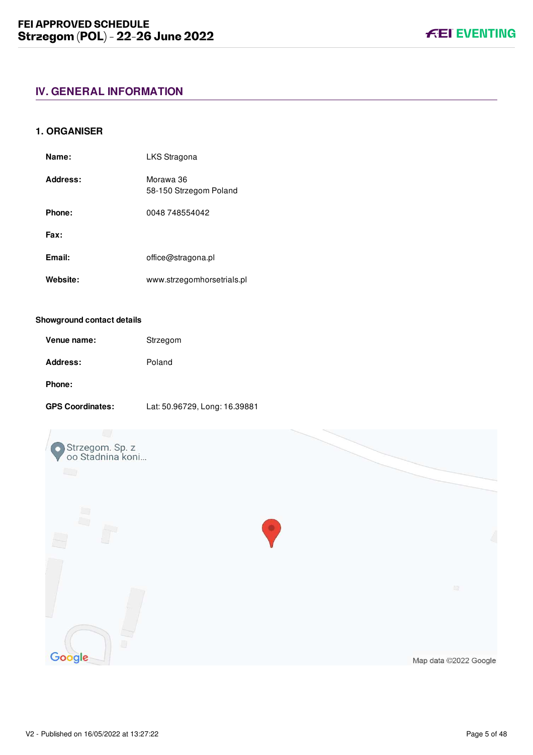## IV. GENERAL INFORMATION

### 1. ORGANISER

| | |
|---|---|
| **Name:** | LKS Stragona |
| **Address:** | Morawa 36<br>58-150 Strzegom Poland |
| **Phone:** | 0048 748554042 |
| **Fax:** | |
| **Email:** | office@stragona.pl |
| **Website:** | www.strzegomhorsetrials.pl |

**Showground contact details**

| | |
|---|---|
| **Venue name:** | Strzegom |
| **Address:** | Poland |
| **Phone:** | |
| **GPS Coordinates:** | Lat: 50.96729, Long: 16.39881 |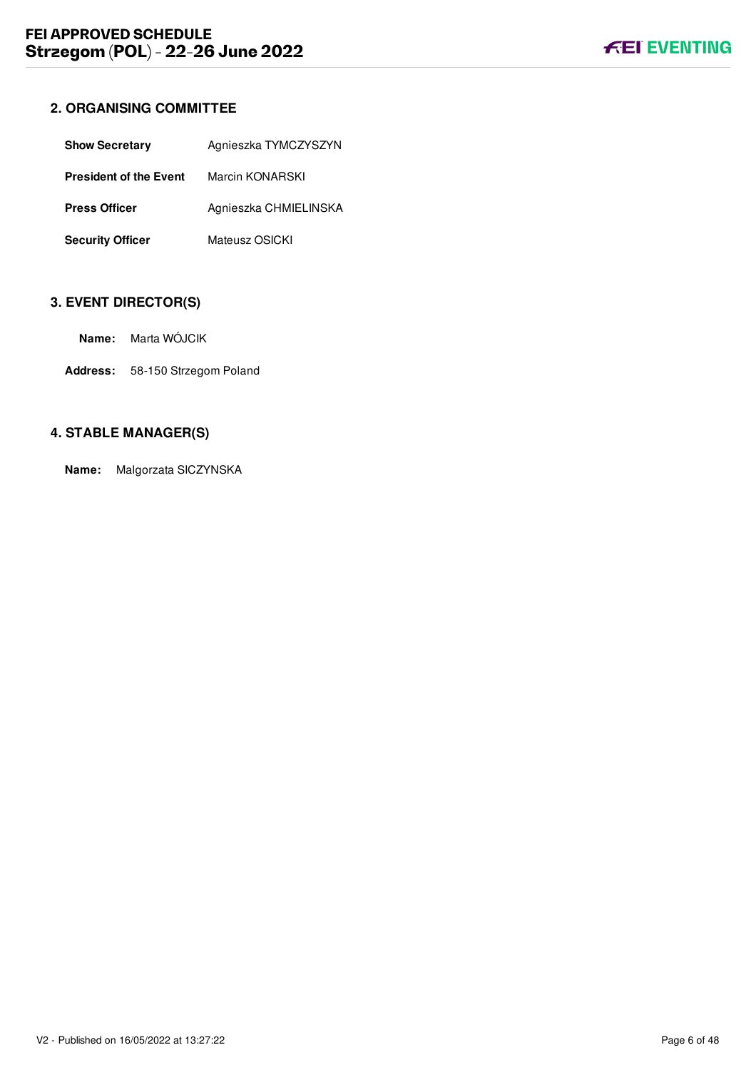## 2. ORGANISING COMMITTEE

| | |
|---|---|
| **Show Secretary** | Agnieszka TYMCZYSZYN |
| **President of the Event** | Marcin KONARSKI |
| **Press Officer** | Agnieszka CHMIELINSKA |
| **Security Officer** | Mateusz OSICKI |

## 3. EVENT DIRECTOR(S)

**Name:** Marta WÓJCIK

**Address:** 58-150 Strzegom Poland

## 4. STABLE MANAGER(S)

**Name:** Malgorzata SICZYNSKA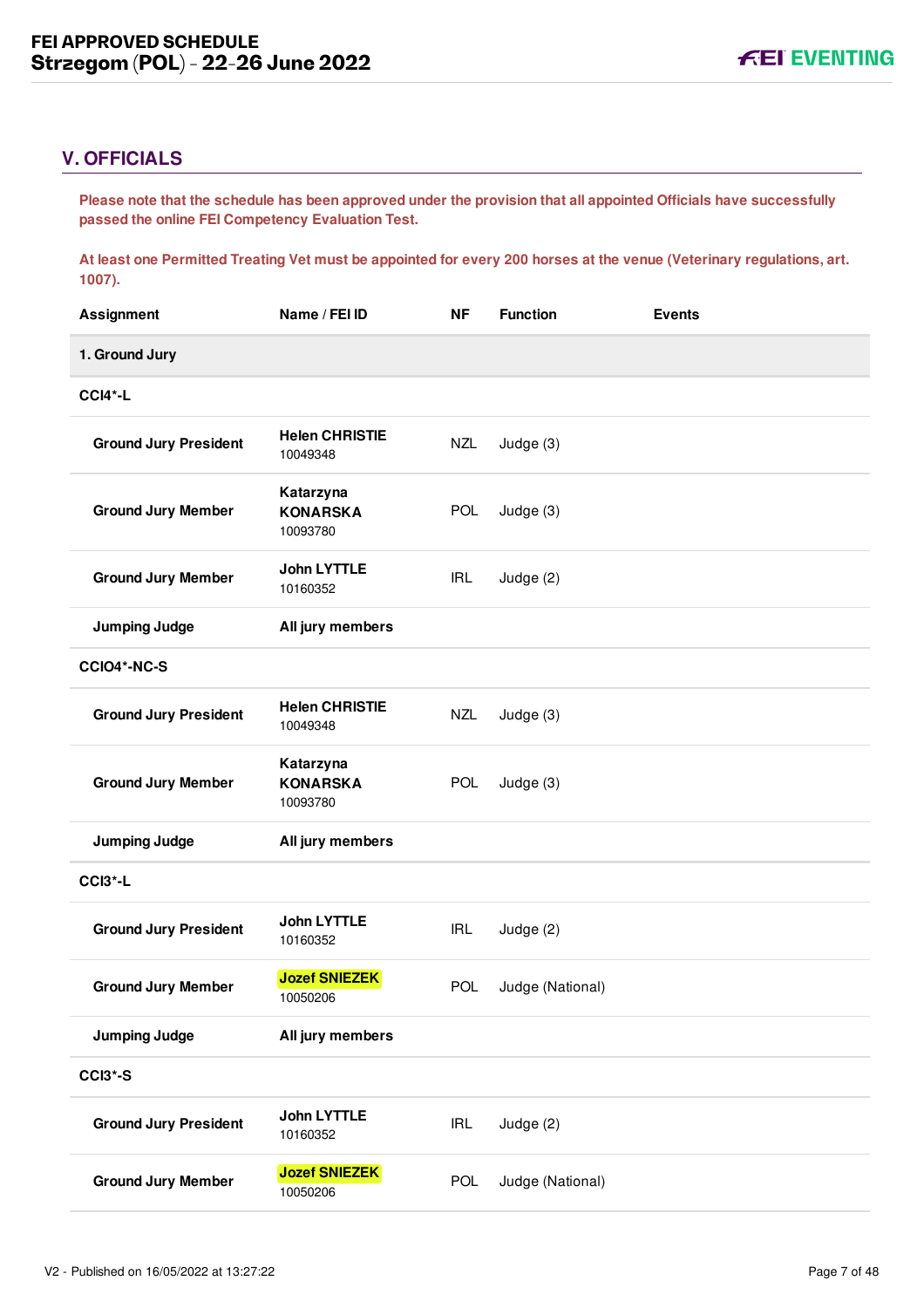## V. OFFICIALS

**Please note that the schedule has been approved under the provision that all appointed Officials have successfully passed the online FEI Competency Evaluation Test.**

**At least one Permitted Treating Vet must be appointed for every 200 horses at the venue (Veterinary regulations, art. 1007).**

| Assignment | Name / FEI ID | NF | Function | Events |
|---|---|---|---|---|
| **1. Ground Jury** | | | | |
| **CCI4*-L** | | | | |
| **Ground Jury President** | **Helen CHRISTIE** 10049348 | NZL | Judge (3) | |
| **Ground Jury Member** | **Katarzyna KONARSKA** 10093780 | POL | Judge (3) | |
| **Ground Jury Member** | **John LYTTLE** 10160352 | IRL | Judge (2) | |
| **Jumping Judge** | **All jury members** | | | |
| **CCIO4*-NC-S** | | | | |
| **Ground Jury President** | **Helen CHRISTIE** 10049348 | NZL | Judge (3) | |
| **Ground Jury Member** | **Katarzyna KONARSKA** 10093780 | POL | Judge (3) | |
| **Jumping Judge** | **All jury members** | | | |
| **CCI3*-L** | | | | |
| **Ground Jury President** | **John LYTTLE** 10160352 | IRL | Judge (2) | |
| **Ground Jury Member** | **Jozef SNIEZEK** 10050206 | POL | Judge (National) | |
| **Jumping Judge** | **All jury members** | | | |
| **CCI3*-S** | | | | |
| **Ground Jury President** | **John LYTTLE** 10160352 | IRL | Judge (2) | |
| **Ground Jury Member** | **Jozef SNIEZEK** 10050206 | POL | Judge (National) | |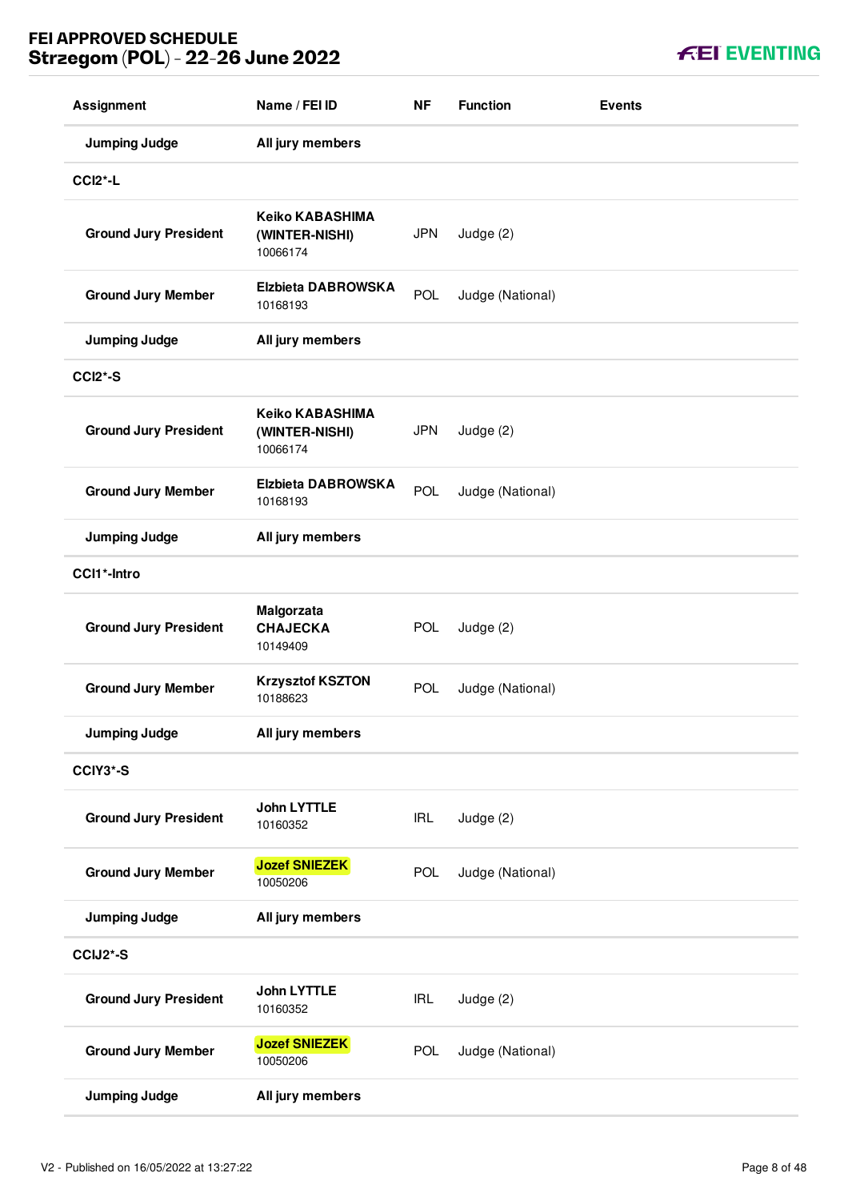| Assignment | Name / FEI ID | NF | Function | Events |
|---|---|---|---|---|
| **Jumping Judge** | **All jury members** | | | |
| **CCI2*-L** | | | | |
| **Ground Jury President** | **Keiko KABASHIMA (WINTER-NISHI)** 10066174 | JPN | Judge (2) | |
| **Ground Jury Member** | **Elzbieta DABROWSKA** 10168193 | POL | Judge (National) | |
| **Jumping Judge** | **All jury members** | | | |
| **CCI2*-S** | | | | |
| **Ground Jury President** | **Keiko KABASHIMA (WINTER-NISHI)** 10066174 | JPN | Judge (2) | |
| **Ground Jury Member** | **Elzbieta DABROWSKA** 10168193 | POL | Judge (National) | |
| **Jumping Judge** | **All jury members** | | | |
| **CCI1*-Intro** | | | | |
| **Ground Jury President** | **Malgorzata CHAJECKA** 10149409 | POL | Judge (2) | |
| **Ground Jury Member** | **Krzysztof KSZTON** 10188623 | POL | Judge (National) | |
| **Jumping Judge** | **All jury members** | | | |
| **CCIY3*-S** | | | | |
| **Ground Jury President** | **John LYTTLE** 10160352 | IRL | Judge (2) | |
| **Ground Jury Member** | **Jozef SNIEZEK** 10050206 | POL | Judge (National) | |
| **Jumping Judge** | **All jury members** | | | |
| **CCIJ2*-S** | | | | |
| **Ground Jury President** | **John LYTTLE** 10160352 | IRL | Judge (2) | |
| **Ground Jury Member** | **Jozef SNIEZEK** 10050206 | POL | Judge (National) | |
| **Jumping Judge** | **All jury members** | | | |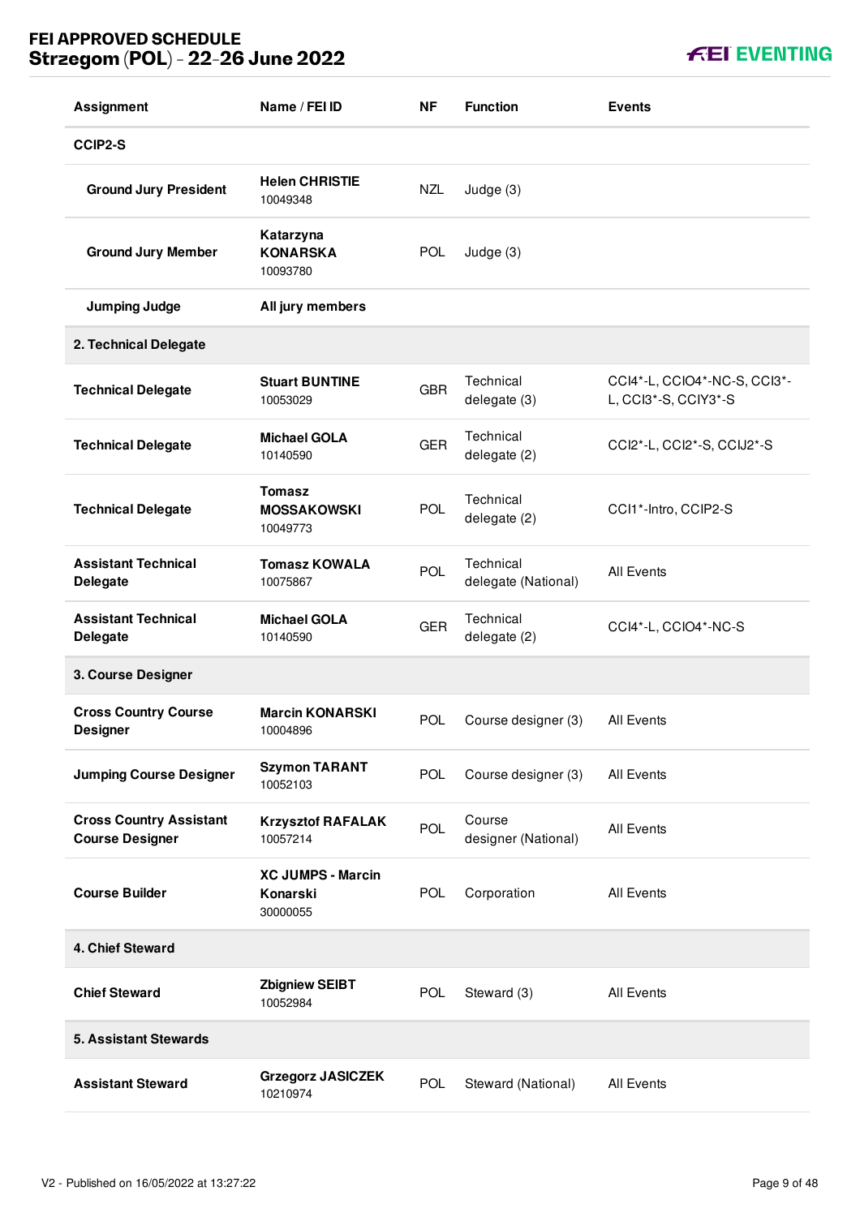| Assignment | Name / FEI ID | NF | Function | Events |
|---|---|---|---|---|
| **CCIP2-S** | | | | |
| **Ground Jury President** | **Helen CHRISTIE** 10049348 | NZL | Judge (3) | |
| **Ground Jury Member** | **Katarzyna KONARSKA** 10093780 | POL | Judge (3) | |
| **Jumping Judge** | **All jury members** | | | |
| **2. Technical Delegate** | | | | |
| **Technical Delegate** | **Stuart BUNTINE** 10053029 | GBR | Technical delegate (3) | CCI4*-L, CCIO4*-NC-S, CCI3*-L, CCI3*-S, CCIY3*-S |
| **Technical Delegate** | **Michael GOLA** 10140590 | GER | Technical delegate (2) | CCI2*-L, CCI2*-S, CCIJ2*-S |
| **Technical Delegate** | **Tomasz MOSSAKOWSKI** 10049773 | POL | Technical delegate (2) | CCI1*-Intro, CCIP2-S |
| **Assistant Technical Delegate** | **Tomasz KOWALA** 10075867 | POL | Technical delegate (National) | All Events |
| **Assistant Technical Delegate** | **Michael GOLA** 10140590 | GER | Technical delegate (2) | CCI4*-L, CCIO4*-NC-S |
| **3. Course Designer** | | | | |
| **Cross Country Course Designer** | **Marcin KONARSKI** 10004896 | POL | Course designer (3) | All Events |
| **Jumping Course Designer** | **Szymon TARANT** 10052103 | POL | Course designer (3) | All Events |
| **Cross Country Assistant Course Designer** | **Krzysztof RAFALAK** 10057214 | POL | Course designer (National) | All Events |
| **Course Builder** | **XC JUMPS - Marcin Konarski** 30000055 | POL | Corporation | All Events |
| **4. Chief Steward** | | | | |
| **Chief Steward** | **Zbigniew SEIBT** 10052984 | POL | Steward (3) | All Events |
| **5. Assistant Stewards** | | | | |
| **Assistant Steward** | **Grzegorz JASICZEK** 10210974 | POL | Steward (National) | All Events |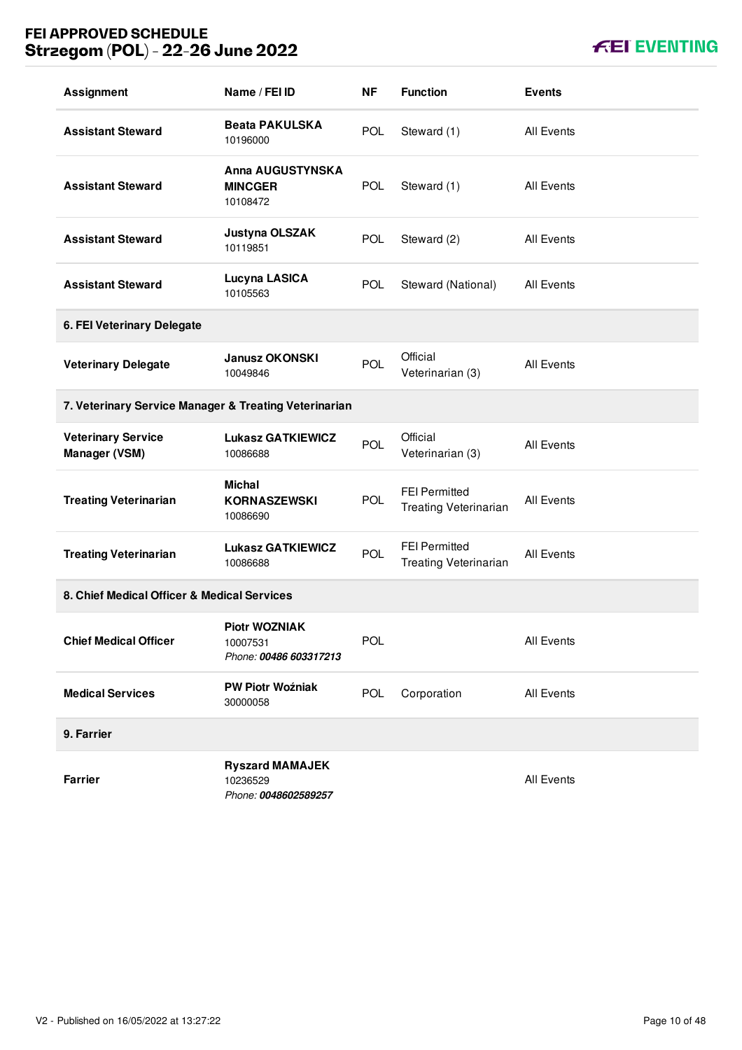| Assignment | Name / FEI ID | NF | Function | Events |
|---|---|---|---|---|
| **Assistant Steward** | **Beata PAKULSKA** 10196000 | POL | Steward (1) | All Events |
| **Assistant Steward** | **Anna AUGUSTYNSKA MINCGER** 10108472 | POL | Steward (1) | All Events |
| **Assistant Steward** | **Justyna OLSZAK** 10119851 | POL | Steward (2) | All Events |
| **Assistant Steward** | **Lucyna LASICA** 10105563 | POL | Steward (National) | All Events |
| **6. FEI Veterinary Delegate** | | | | |
| **Veterinary Delegate** | **Janusz OKONSKI** 10049846 | POL | Official Veterinarian (3) | All Events |
| **7. Veterinary Service Manager & Treating Veterinarian** | | | | |
| **Veterinary Service Manager (VSM)** | **Lukasz GATKIEWICZ** 10086688 | POL | Official Veterinarian (3) | All Events |
| **Treating Veterinarian** | **Michal KORNASZEWSKI** 10086690 | POL | FEI Permitted Treating Veterinarian | All Events |
| **Treating Veterinarian** | **Lukasz GATKIEWICZ** 10086688 | POL | FEI Permitted Treating Veterinarian | All Events |
| **8. Chief Medical Officer & Medical Services** | | | | |
| **Chief Medical Officer** | **Piotr WOZNIAK** 10007531 *Phone:* ***00486 603317213*** | POL | | All Events |
| **Medical Services** | **PW Piotr Woźniak** 30000058 | POL | Corporation | All Events |
| **9. Farrier** | | | | |
| **Farrier** | **Ryszard MAMAJEK** 10236529 *Phone:* ***0048602589257*** | | | All Events |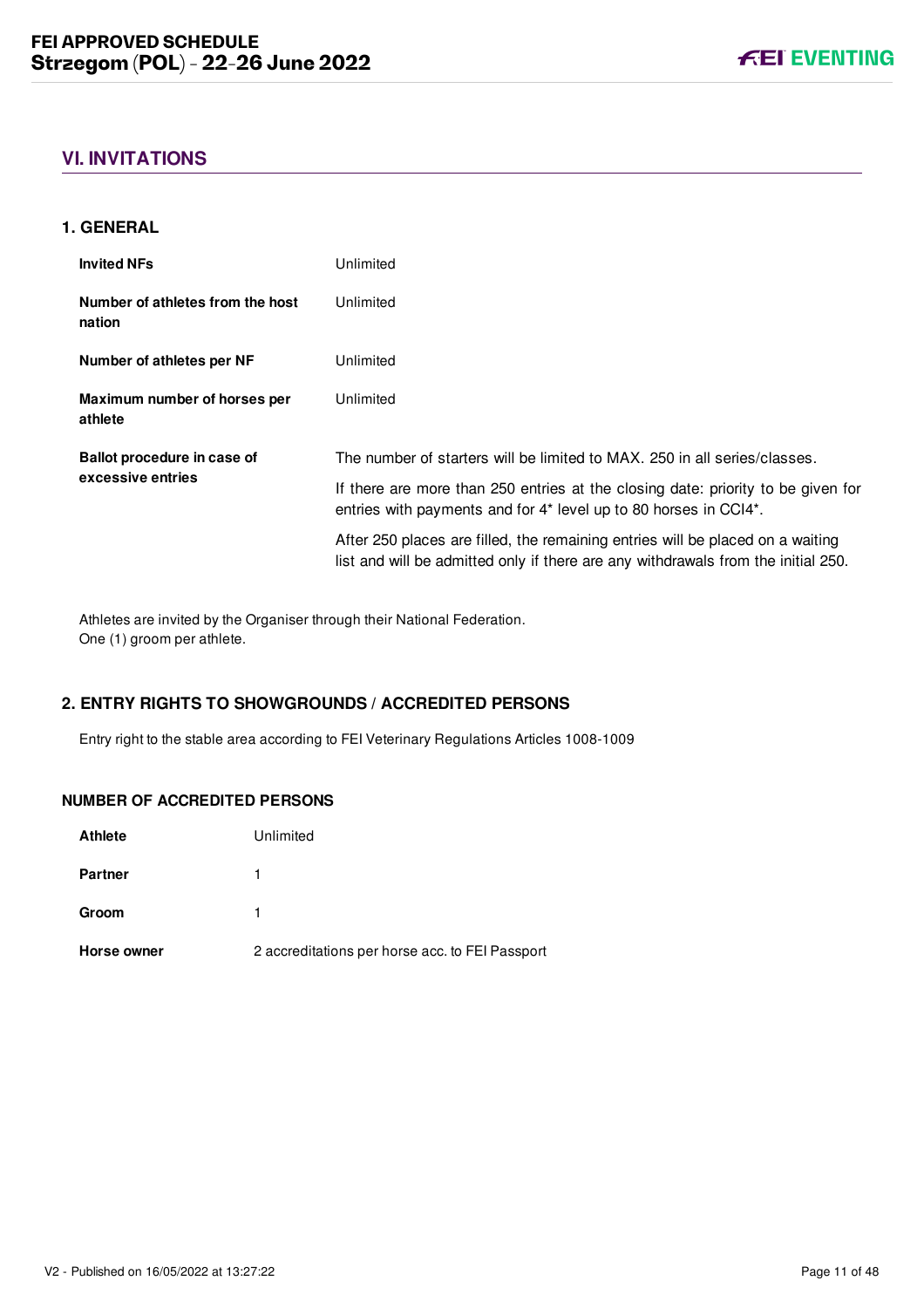## VI. INVITATIONS

### 1. GENERAL

| | |
|---|---|
| **Invited NFs** | Unlimited |
| **Number of athletes from the host nation** | Unlimited |
| **Number of athletes per NF** | Unlimited |
| **Maximum number of horses per athlete** | Unlimited |
| **Ballot procedure in case of excessive entries** | The number of starters will be limited to MAX. 250 in all series/classes.<br><br>If there are more than 250 entries at the closing date: priority to be given for entries with payments and for 4* level up to 80 horses in CCI4*.<br><br>After 250 places are filled, the remaining entries will be placed on a waiting list and will be admitted only if there are any withdrawals from the initial 250. |

Athletes are invited by the Organiser through their National Federation.
One (1) groom per athlete.

### 2. ENTRY RIGHTS TO SHOWGROUNDS / ACCREDITED PERSONS

Entry right to the stable area according to FEI Veterinary Regulations Articles 1008-1009

### NUMBER OF ACCREDITED PERSONS

| | |
|---|---|
| **Athlete** | Unlimited |
| **Partner** | 1 |
| **Groom** | 1 |
| **Horse owner** | 2 accreditations per horse acc. to FEI Passport |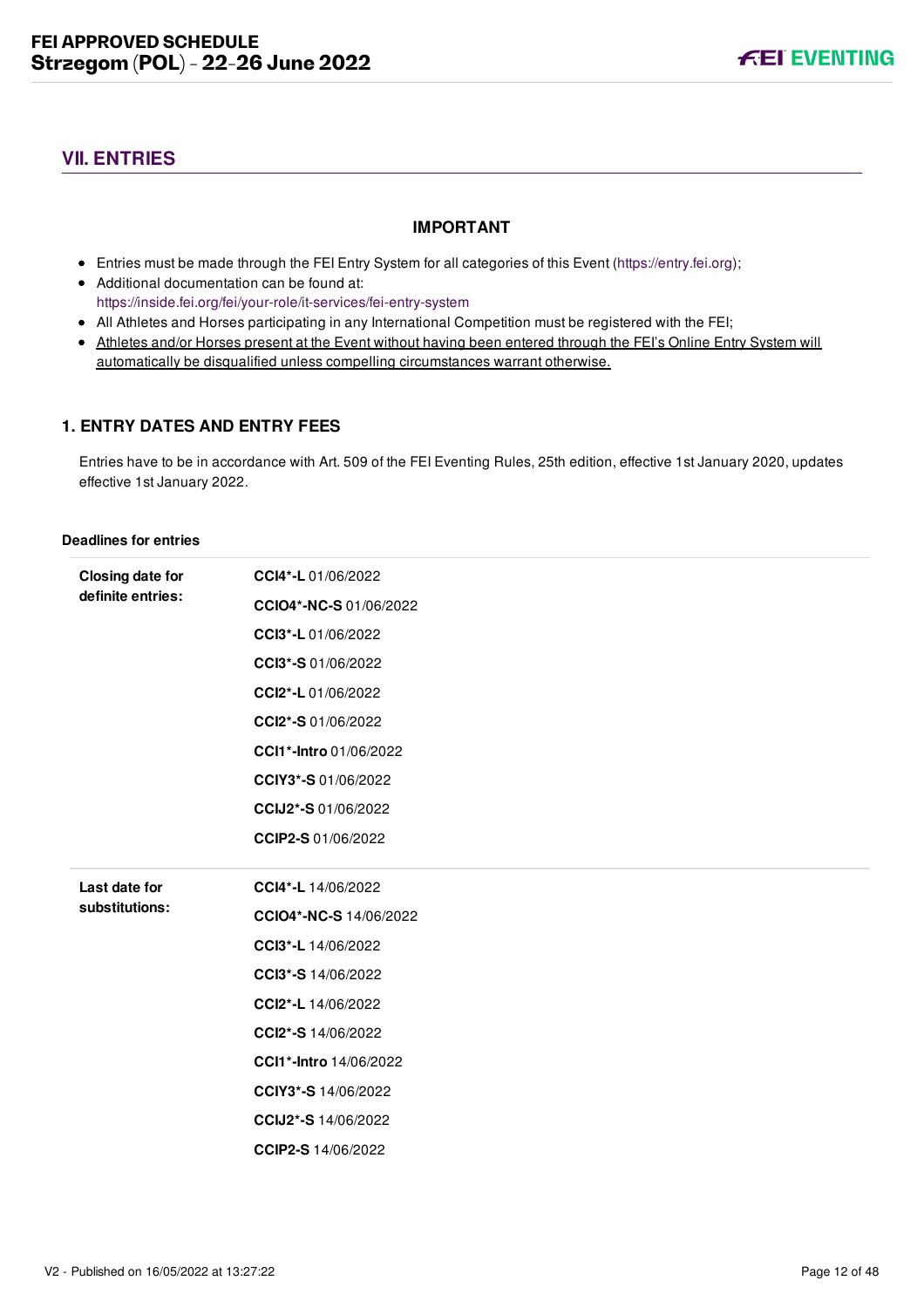## VII. ENTRIES

### IMPORTANT

- Entries must be made through the FEI Entry System for all categories of this Event (https://entry.fei.org);
- Additional documentation can be found at: https://inside.fei.org/fei/your-role/it-services/fei-entry-system
- All Athletes and Horses participating in any International Competition must be registered with the FEI;
- Athletes and/or Horses present at the Event without having been entered through the FEI's Online Entry System will automatically be disqualified unless compelling circumstances warrant otherwise.

### 1. ENTRY DATES AND ENTRY FEES

Entries have to be in accordance with Art. 509 of the FEI Eventing Rules, 25th edition, effective 1st January 2020, updates effective 1st January 2022.

**Deadlines for entries**

| | |
|---|---|
| **Closing date for definite entries:** | **CCI4\*-L** 01/06/2022<br>**CCIO4\*-NC-S** 01/06/2022<br>**CCI3\*-L** 01/06/2022<br>**CCI3\*-S** 01/06/2022<br>**CCI2\*-L** 01/06/2022<br>**CCI2\*-S** 01/06/2022<br>**CCI1\*-Intro** 01/06/2022<br>**CCIY3\*-S** 01/06/2022<br>**CCIJ2\*-S** 01/06/2022<br>**CCIP2-S** 01/06/2022 |
| **Last date for substitutions:** | **CCI4\*-L** 14/06/2022<br>**CCIO4\*-NC-S** 14/06/2022<br>**CCI3\*-L** 14/06/2022<br>**CCI3\*-S** 14/06/2022<br>**CCI2\*-L** 14/06/2022<br>**CCI2\*-S** 14/06/2022<br>**CCI1\*-Intro** 14/06/2022<br>**CCIY3\*-S** 14/06/2022<br>**CCIJ2\*-S** 14/06/2022<br>**CCIP2-S** 14/06/2022 |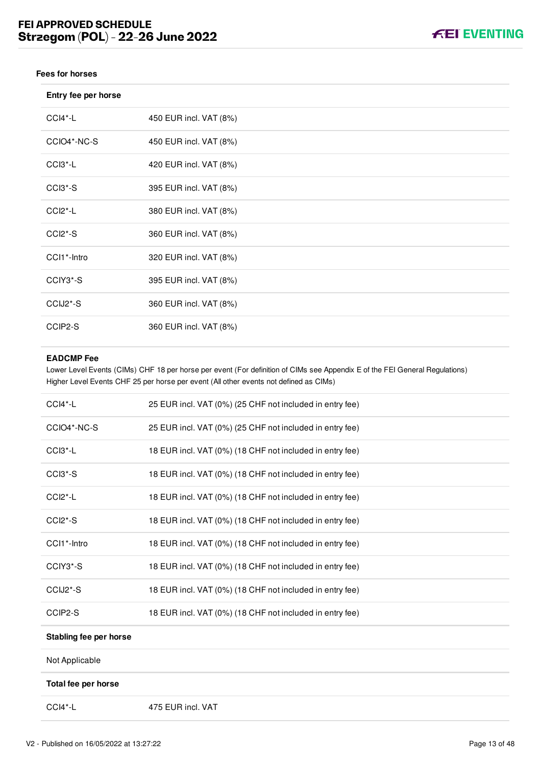#### Fees for horses

| Entry fee per horse | |
|---|---|
| CCI4*-L | 450 EUR incl. VAT (8%) |
| CCIO4*-NC-S | 450 EUR incl. VAT (8%) |
| CCI3*-L | 420 EUR incl. VAT (8%) |
| CCI3*-S | 395 EUR incl. VAT (8%) |
| CCI2*-L | 380 EUR incl. VAT (8%) |
| CCI2*-S | 360 EUR incl. VAT (8%) |
| CCI1*-Intro | 320 EUR incl. VAT (8%) |
| CCIY3*-S | 395 EUR incl. VAT (8%) |
| CCIJ2*-S | 360 EUR incl. VAT (8%) |
| CCIP2-S | 360 EUR incl. VAT (8%) |

**EADCMP Fee**

Lower Level Events (CIMs) CHF 18 per horse per event (For definition of CIMs see Appendix E of the FEI General Regulations)
Higher Level Events CHF 25 per horse per event (All other events not defined as CIMs)

| | |
|---|---|
| CCI4*-L | 25 EUR incl. VAT (0%) (25 CHF not included in entry fee) |
| CCIO4*-NC-S | 25 EUR incl. VAT (0%) (25 CHF not included in entry fee) |
| CCI3*-L | 18 EUR incl. VAT (0%) (18 CHF not included in entry fee) |
| CCI3*-S | 18 EUR incl. VAT (0%) (18 CHF not included in entry fee) |
| CCI2*-L | 18 EUR incl. VAT (0%) (18 CHF not included in entry fee) |
| CCI2*-S | 18 EUR incl. VAT (0%) (18 CHF not included in entry fee) |
| CCI1*-Intro | 18 EUR incl. VAT (0%) (18 CHF not included in entry fee) |
| CCIY3*-S | 18 EUR incl. VAT (0%) (18 CHF not included in entry fee) |
| CCIJ2*-S | 18 EUR incl. VAT (0%) (18 CHF not included in entry fee) |
| CCIP2-S | 18 EUR incl. VAT (0%) (18 CHF not included in entry fee) |

| Stabling fee per horse |
|---|
| Not Applicable |

| Total fee per horse | |
|---|---|
| CCI4*-L | 475 EUR incl. VAT |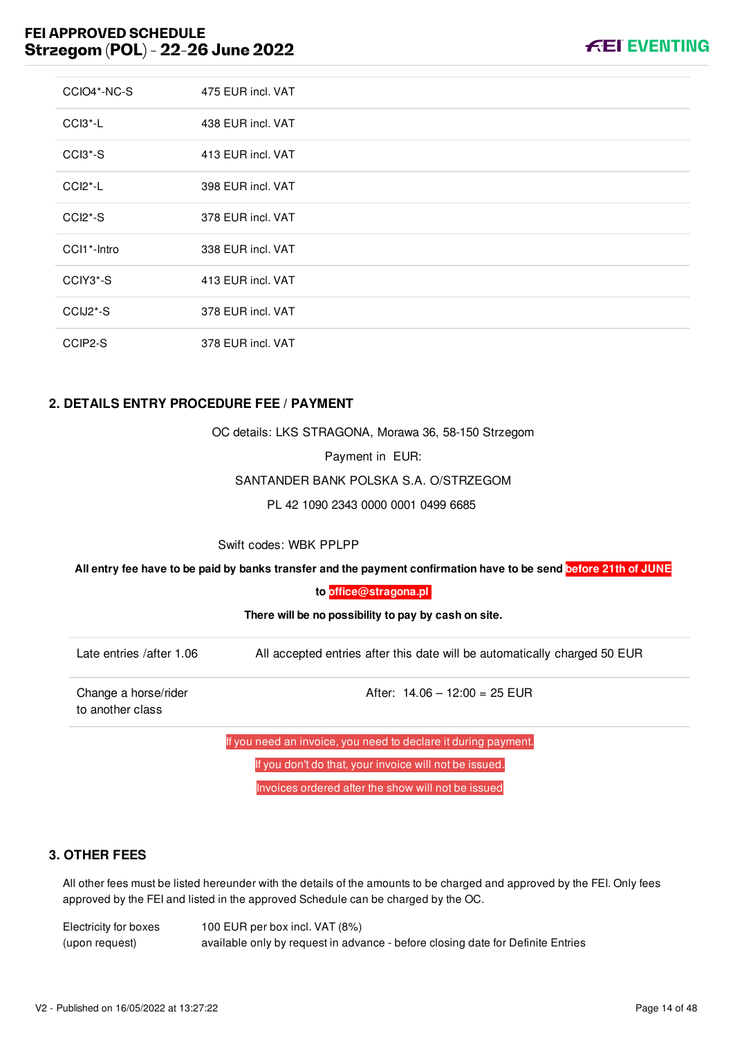| | |
|---|---|
| CCIO4*-NC-S | 475 EUR incl. VAT |
| CCI3*-L | 438 EUR incl. VAT |
| CCI3*-S | 413 EUR incl. VAT |
| CCI2*-L | 398 EUR incl. VAT |
| CCI2*-S | 378 EUR incl. VAT |
| CCI1*-Intro | 338 EUR incl. VAT |
| CCIY3*-S | 413 EUR incl. VAT |
| CCIJ2*-S | 378 EUR incl. VAT |
| CCIP2-S | 378 EUR incl. VAT |

## 2. DETAILS ENTRY PROCEDURE FEE / PAYMENT

OC details: LKS STRAGONA, Morawa 36, 58-150 Strzegom

Payment in EUR:

SANTANDER BANK POLSKA S.A. O/STRZEGOM

PL 42 1090 2343 0000 0001 0499 6685

Swift codes: WBK PPLPP

**All entry fee have to be paid by banks transfer and the payment confirmation have to be send before 21th of JUNE to office@stragona.pl**

**There will be no possibility to pay by cash on site.**

| | |
|---|---|
| Late entries /after 1.06 | All accepted entries after this date will be automatically charged 50 EUR |
| Change a horse/rider to another class | After: 14.06 – 12:00 = 25 EUR |

If you need an invoice, you need to declare it during payment.

If you don't do that, your invoice will not be issued.

Invoices ordered after the show will not be issued

## 3. OTHER FEES

All other fees must be listed hereunder with the details of the amounts to be charged and approved by the FEI. Only fees approved by the FEI and listed in the approved Schedule can be charged by the OC.

| | |
|---|---|
| Electricity for boxes (upon request) | 100 EUR per box incl. VAT (8%) available only by request in advance - before closing date for Definite Entries |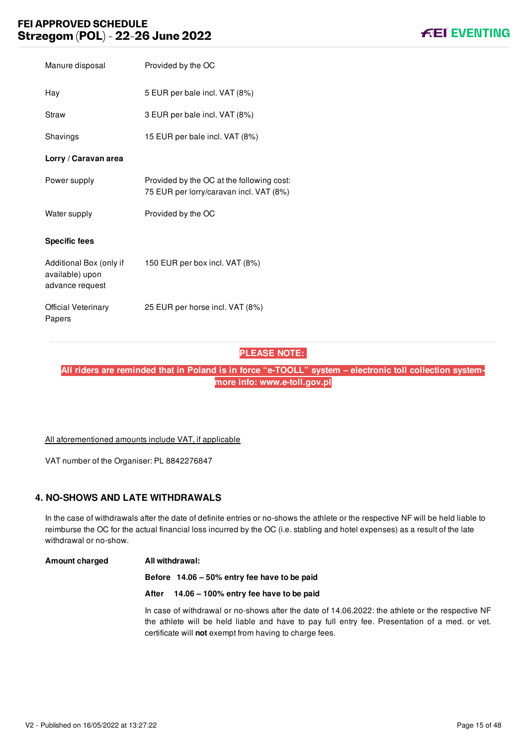| | |
|---|---|
| Manure disposal | Provided by the OC |
| Hay | 5 EUR per bale incl. VAT (8%) |
| Straw | 3 EUR per bale incl. VAT (8%) |
| Shavings | 15 EUR per bale incl. VAT (8%) |

**Lorry / Caravan area**

| | |
|---|---|
| Power supply | Provided by the OC at the following cost: 75 EUR per lorry/caravan incl. VAT (8%) |
| Water supply | Provided by the OC |

**Specific fees**

| | |
|---|---|
| Additional Box (only if available) upon advance request | 150 EUR per box incl. VAT (8%) |
| Official Veterinary Papers | 25 EUR per horse incl. VAT (8%) |

**PLEASE NOTE:**

**All riders are reminded that in Poland is in force "e-TOOLL" system – electronic toll collection system- more info: www.e-toll.gov.pl**

All aforementioned amounts include VAT, if applicable

VAT number of the Organiser: PL 8842276847

## 4. NO-SHOWS AND LATE WITHDRAWALS

In the case of withdrawals after the date of definite entries or no-shows the athlete or the respective NF will be held liable to reimburse the OC for the actual financial loss incurred by the OC (i.e. stabling and hotel expenses) as a result of the late withdrawal or no-show.

**Amount charged**

**All withdrawal:**

**Before 14.06 – 50% entry fee have to be paid**

**After 14.06 – 100% entry fee have to be paid**

In case of withdrawal or no-shows after the date of 14.06.2022: the athlete or the respective NF the athlete will be held liable and have to pay full entry fee. Presentation of a med. or vet. certificate will **not** exempt from having to charge fees.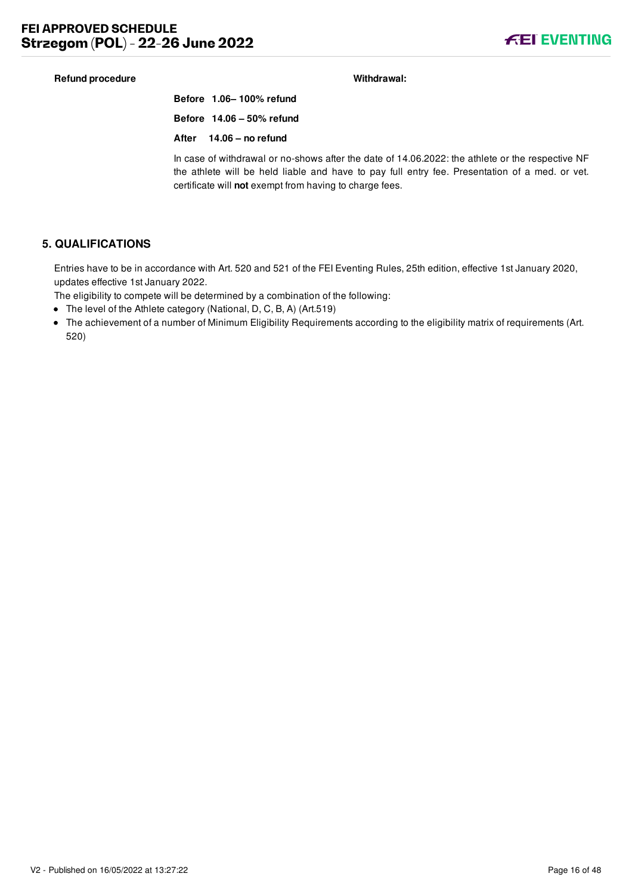**Refund procedure** **Withdrawal:**

**Before 1.06– 100% refund**

**Before 14.06 – 50% refund**

**After 14.06 – no refund**

In case of withdrawal or no-shows after the date of 14.06.2022: the athlete or the respective NF the athlete will be held liable and have to pay full entry fee. Presentation of a med. or vet. certificate will **not** exempt from having to charge fees.

## 5. QUALIFICATIONS

Entries have to be in accordance with Art. 520 and 521 of the FEI Eventing Rules, 25th edition, effective 1st January 2020, updates effective 1st January 2022.

The eligibility to compete will be determined by a combination of the following:

- The level of the Athlete category (National, D, C, B, A) (Art.519)
- The achievement of a number of Minimum Eligibility Requirements according to the eligibility matrix of requirements (Art. 520)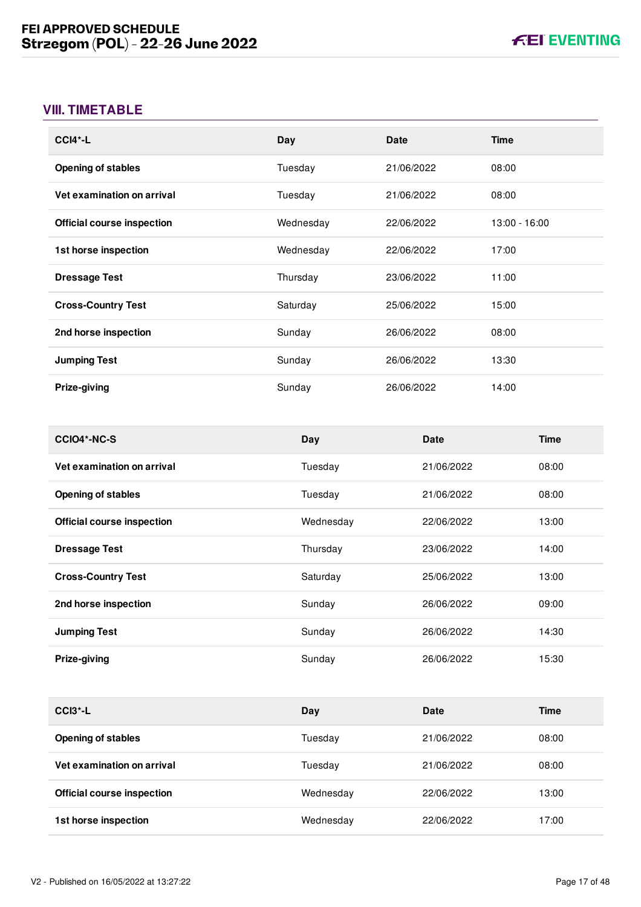## VIII. TIMETABLE

| CCI4*-L | Day | Date | Time |
|---|---|---|---|
| **Opening of stables** | Tuesday | 21/06/2022 | 08:00 |
| **Vet examination on arrival** | Tuesday | 21/06/2022 | 08:00 |
| **Official course inspection** | Wednesday | 22/06/2022 | 13:00 - 16:00 |
| **1st horse inspection** | Wednesday | 22/06/2022 | 17:00 |
| **Dressage Test** | Thursday | 23/06/2022 | 11:00 |
| **Cross-Country Test** | Saturday | 25/06/2022 | 15:00 |
| **2nd horse inspection** | Sunday | 26/06/2022 | 08:00 |
| **Jumping Test** | Sunday | 26/06/2022 | 13:30 |
| **Prize-giving** | Sunday | 26/06/2022 | 14:00 |

| CCIO4*-NC-S | Day | Date | Time |
|---|---|---|---|
| **Vet examination on arrival** | Tuesday | 21/06/2022 | 08:00 |
| **Opening of stables** | Tuesday | 21/06/2022 | 08:00 |
| **Official course inspection** | Wednesday | 22/06/2022 | 13:00 |
| **Dressage Test** | Thursday | 23/06/2022 | 14:00 |
| **Cross-Country Test** | Saturday | 25/06/2022 | 13:00 |
| **2nd horse inspection** | Sunday | 26/06/2022 | 09:00 |
| **Jumping Test** | Sunday | 26/06/2022 | 14:30 |
| **Prize-giving** | Sunday | 26/06/2022 | 15:30 |

| CCI3*-L | Day | Date | Time |
|---|---|---|---|
| **Opening of stables** | Tuesday | 21/06/2022 | 08:00 |
| **Vet examination on arrival** | Tuesday | 21/06/2022 | 08:00 |
| **Official course inspection** | Wednesday | 22/06/2022 | 13:00 |
| **1st horse inspection** | Wednesday | 22/06/2022 | 17:00 |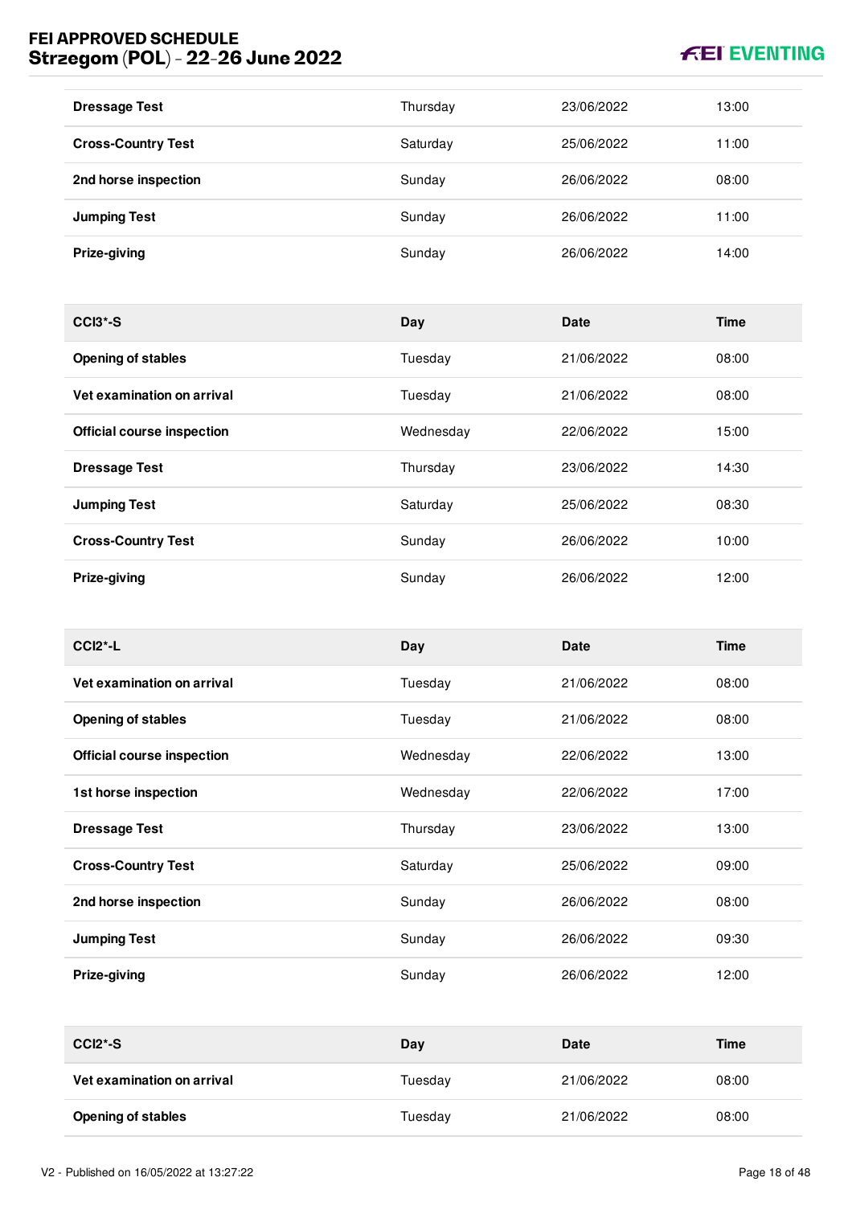| | | | |
|---|---|---|---|
| **Dressage Test** | Thursday | 23/06/2022 | 13:00 |
| **Cross-Country Test** | Saturday | 25/06/2022 | 11:00 |
| **2nd horse inspection** | Sunday | 26/06/2022 | 08:00 |
| **Jumping Test** | Sunday | 26/06/2022 | 11:00 |
| **Prize-giving** | Sunday | 26/06/2022 | 14:00 |

| CCI3*-S | Day | Date | Time |
|---|---|---|---|
| **Opening of stables** | Tuesday | 21/06/2022 | 08:00 |
| **Vet examination on arrival** | Tuesday | 21/06/2022 | 08:00 |
| **Official course inspection** | Wednesday | 22/06/2022 | 15:00 |
| **Dressage Test** | Thursday | 23/06/2022 | 14:30 |
| **Jumping Test** | Saturday | 25/06/2022 | 08:30 |
| **Cross-Country Test** | Sunday | 26/06/2022 | 10:00 |
| **Prize-giving** | Sunday | 26/06/2022 | 12:00 |

| CCI2*-L | Day | Date | Time |
|---|---|---|---|
| **Vet examination on arrival** | Tuesday | 21/06/2022 | 08:00 |
| **Opening of stables** | Tuesday | 21/06/2022 | 08:00 |
| **Official course inspection** | Wednesday | 22/06/2022 | 13:00 |
| **1st horse inspection** | Wednesday | 22/06/2022 | 17:00 |
| **Dressage Test** | Thursday | 23/06/2022 | 13:00 |
| **Cross-Country Test** | Saturday | 25/06/2022 | 09:00 |
| **2nd horse inspection** | Sunday | 26/06/2022 | 08:00 |
| **Jumping Test** | Sunday | 26/06/2022 | 09:30 |
| **Prize-giving** | Sunday | 26/06/2022 | 12:00 |

| CCI2*-S | Day | Date | Time |
|---|---|---|---|
| **Vet examination on arrival** | Tuesday | 21/06/2022 | 08:00 |
| **Opening of stables** | Tuesday | 21/06/2022 | 08:00 |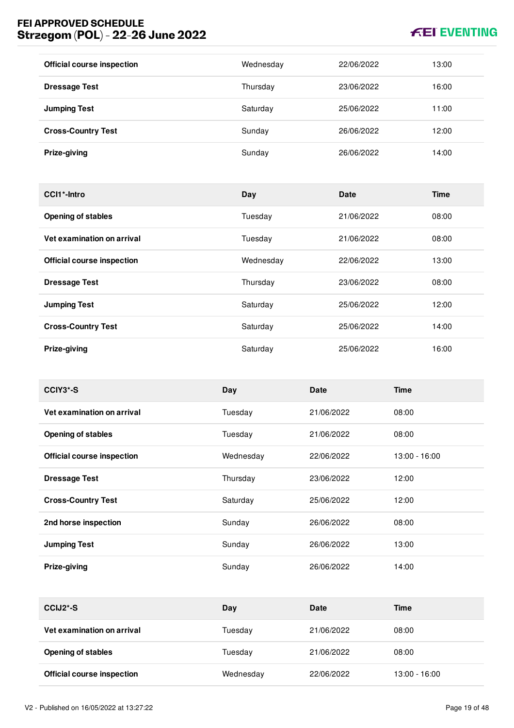| | | | |
|---|---|---|---|
| **Official course inspection** | Wednesday | 22/06/2022 | 13:00 |
| **Dressage Test** | Thursday | 23/06/2022 | 16:00 |
| **Jumping Test** | Saturday | 25/06/2022 | 11:00 |
| **Cross-Country Test** | Sunday | 26/06/2022 | 12:00 |
| **Prize-giving** | Sunday | 26/06/2022 | 14:00 |

| CCI1*-Intro | Day | Date | Time |
|---|---|---|---|
| **Opening of stables** | Tuesday | 21/06/2022 | 08:00 |
| **Vet examination on arrival** | Tuesday | 21/06/2022 | 08:00 |
| **Official course inspection** | Wednesday | 22/06/2022 | 13:00 |
| **Dressage Test** | Thursday | 23/06/2022 | 08:00 |
| **Jumping Test** | Saturday | 25/06/2022 | 12:00 |
| **Cross-Country Test** | Saturday | 25/06/2022 | 14:00 |
| **Prize-giving** | Saturday | 25/06/2022 | 16:00 |

| CCIY3*-S | Day | Date | Time |
|---|---|---|---|
| **Vet examination on arrival** | Tuesday | 21/06/2022 | 08:00 |
| **Opening of stables** | Tuesday | 21/06/2022 | 08:00 |
| **Official course inspection** | Wednesday | 22/06/2022 | 13:00 - 16:00 |
| **Dressage Test** | Thursday | 23/06/2022 | 12:00 |
| **Cross-Country Test** | Saturday | 25/06/2022 | 12:00 |
| **2nd horse inspection** | Sunday | 26/06/2022 | 08:00 |
| **Jumping Test** | Sunday | 26/06/2022 | 13:00 |
| **Prize-giving** | Sunday | 26/06/2022 | 14:00 |

| CCIJ2*-S | Day | Date | Time |
|---|---|---|---|
| **Vet examination on arrival** | Tuesday | 21/06/2022 | 08:00 |
| **Opening of stables** | Tuesday | 21/06/2022 | 08:00 |
| **Official course inspection** | Wednesday | 22/06/2022 | 13:00 - 16:00 |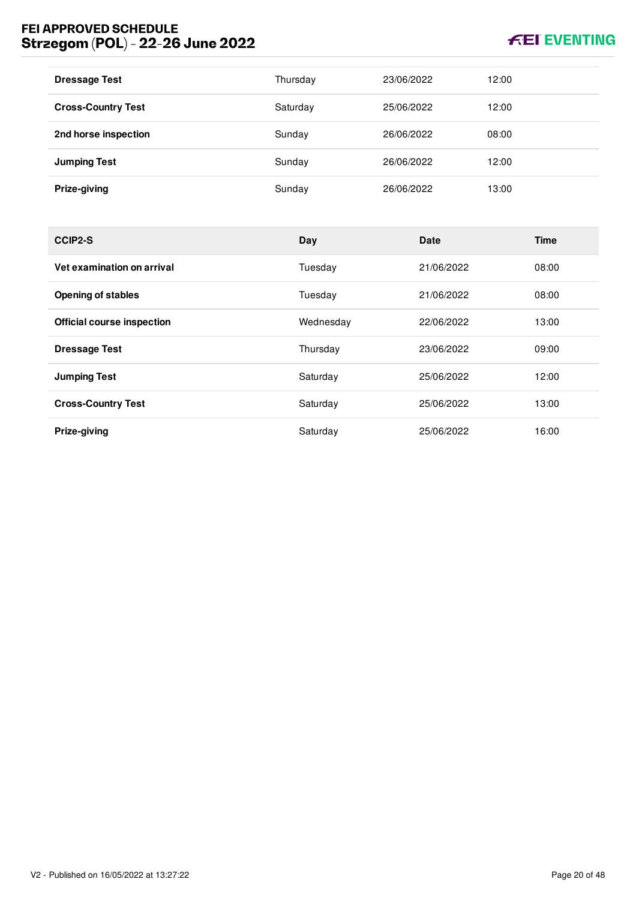| | | | |
|---|---|---|---|
| **Dressage Test** | Thursday | 23/06/2022 | 12:00 |
| **Cross-Country Test** | Saturday | 25/06/2022 | 12:00 |
| **2nd horse inspection** | Sunday | 26/06/2022 | 08:00 |
| **Jumping Test** | Sunday | 26/06/2022 | 12:00 |
| **Prize-giving** | Sunday | 26/06/2022 | 13:00 |

| CCIP2-S | Day | Date | Time |
|---|---|---|---|
| **Vet examination on arrival** | Tuesday | 21/06/2022 | 08:00 |
| **Opening of stables** | Tuesday | 21/06/2022 | 08:00 |
| **Official course inspection** | Wednesday | 22/06/2022 | 13:00 |
| **Dressage Test** | Thursday | 23/06/2022 | 09:00 |
| **Jumping Test** | Saturday | 25/06/2022 | 12:00 |
| **Cross-Country Test** | Saturday | 25/06/2022 | 13:00 |
| **Prize-giving** | Saturday | 25/06/2022 | 16:00 |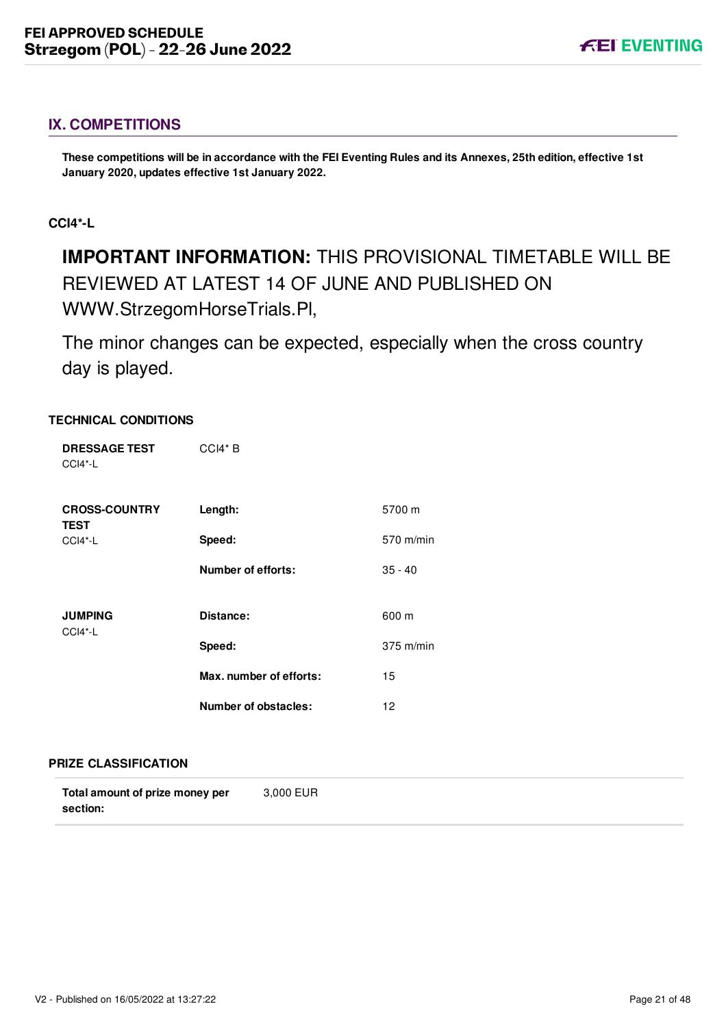## IX. COMPETITIONS

**These competitions will be in accordance with the FEI Eventing Rules and its Annexes, 25th edition, effective 1st January 2020, updates effective 1st January 2022.**

### CCI4*-L

**IMPORTANT INFORMATION:** THIS PROVISIONAL TIMETABLE WILL BE REVIEWED AT LATEST 14 OF JUNE AND PUBLISHED ON WWW.StrzegomHorseTrials.Pl,

The minor changes can be expected, especially when the cross country day is played.

#### TECHNICAL CONDITIONS

| | | |
|---|---|---|
| **DRESSAGE TEST** CCI4*-L | CCI4* B | |
| **CROSS-COUNTRY TEST** CCI4*-L | **Length:** | 5700 m |
| | **Speed:** | 570 m/min |
| | **Number of efforts:** | 35 - 40 |
| **JUMPING** CCI4*-L | **Distance:** | 600 m |
| | **Speed:** | 375 m/min |
| | **Max. number of efforts:** | 15 |
| | **Number of obstacles:** | 12 |

#### PRIZE CLASSIFICATION

| | |
|---|---|
| **Total amount of prize money per section:** | 3,000 EUR |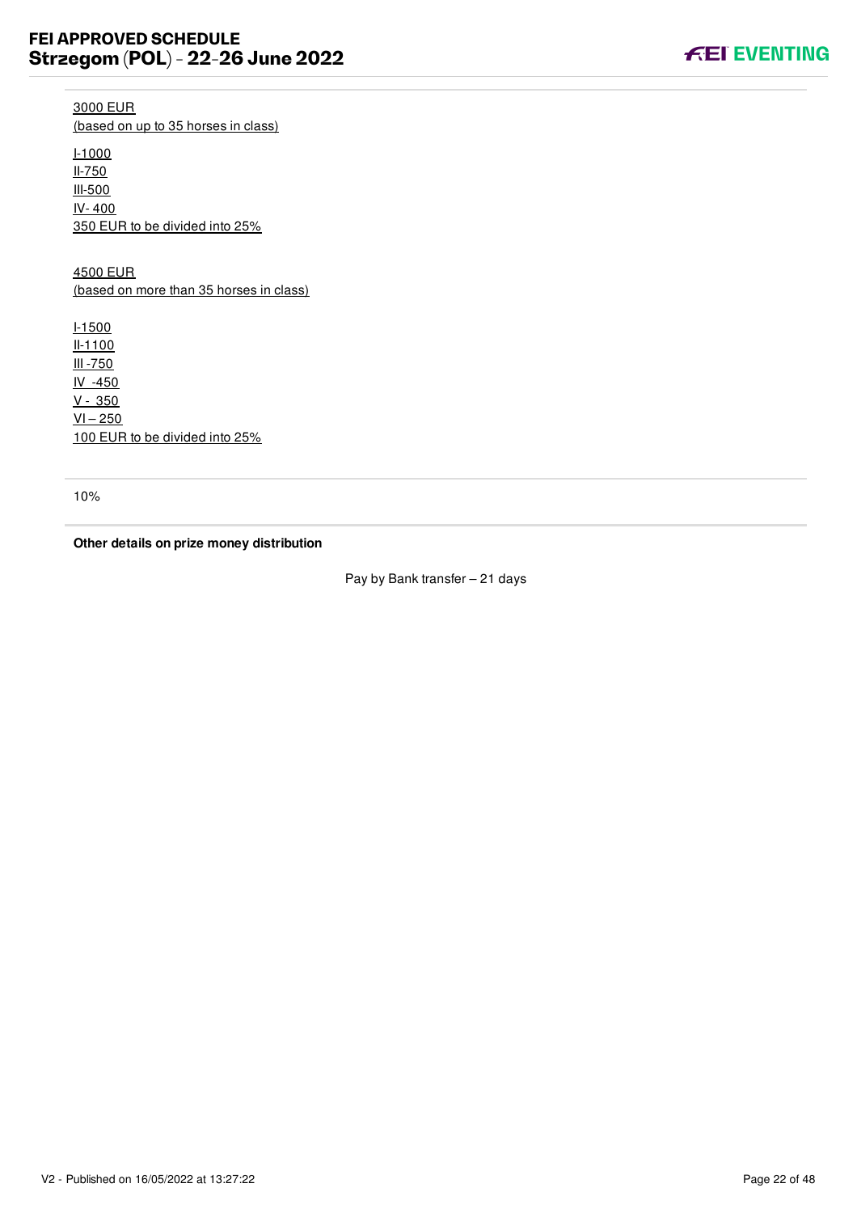3000 EUR
(based on up to 35 horses in class)

I-1000
II-750
III-500
IV- 400
350 EUR to be divided into 25%

4500 EUR
(based on more than 35 horses in class)

I-1500
II-1100
III -750
IV -450
V - 350
VI – 250
100 EUR to be divided into 25%

---

10%

---

**Other details on prize money distribution**

Pay by Bank transfer – 21 days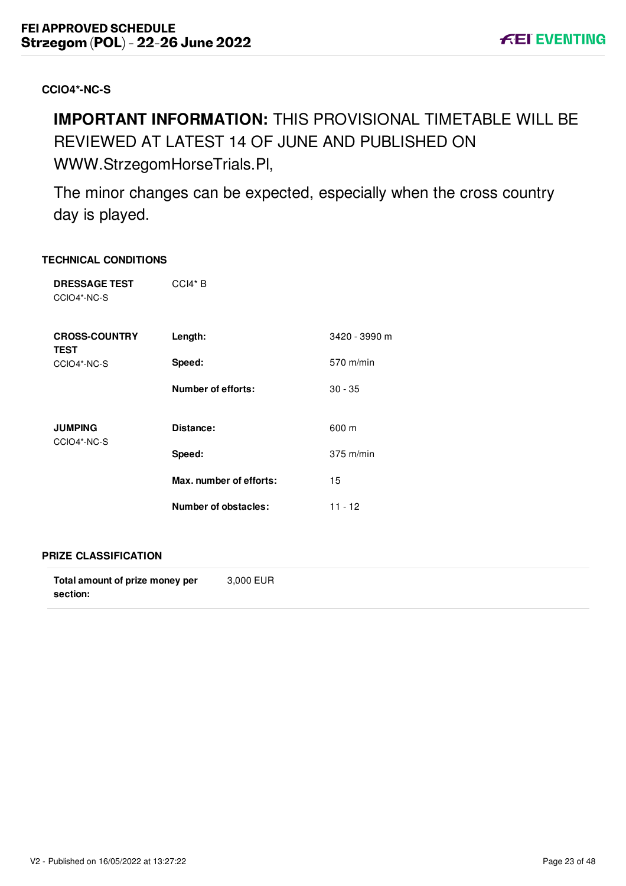**CCIO4*-NC-S**

**IMPORTANT INFORMATION:** THIS PROVISIONAL TIMETABLE WILL BE REVIEWED AT LATEST 14 OF JUNE AND PUBLISHED ON WWW.StrzegomHorseTrials.Pl,

The minor changes can be expected, especially when the cross country day is played.

## TECHNICAL CONDITIONS

| | | |
|---|---|---|
| **DRESSAGE TEST** CCIO4*-NC-S | CCI4* B | |
| **CROSS-COUNTRY TEST** CCIO4*-NC-S | **Length:** | 3420 - 3990 m |
| | **Speed:** | 570 m/min |
| | **Number of efforts:** | 30 - 35 |
| **JUMPING** CCIO4*-NC-S | **Distance:** | 600 m |
| | **Speed:** | 375 m/min |
| | **Max. number of efforts:** | 15 |
| | **Number of obstacles:** | 11 - 12 |

## PRIZE CLASSIFICATION

| | |
|---|---|
| **Total amount of prize money per section:** | 3,000 EUR |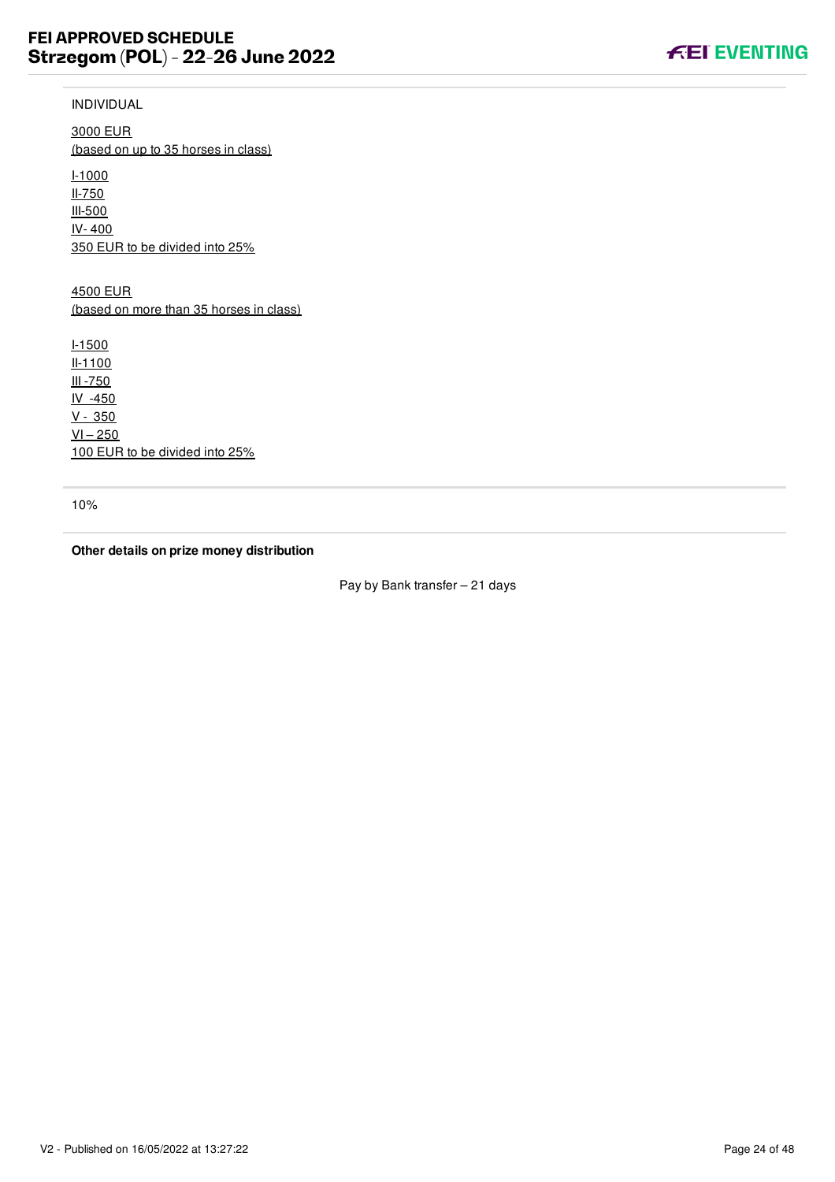INDIVIDUAL

<u>3000 EUR</u>
<u>(based on up to 35 horses in class)</u>

<u>I-1000</u>
<u>II-750</u>
<u>III-500</u>
<u>IV- 400</u>
<u>350 EUR to be divided into 25%</u>

<u>4500 EUR</u>
<u>(based on more than 35 horses in class)</u>

<u>I-1500</u>
<u>II-1100</u>
<u>III -750</u>
<u>IV -450</u>
<u>V - 350</u>
<u>VI – 250</u>
<u>100 EUR to be divided into 25%</u>

10%

**Other details on prize money distribution**

Pay by Bank transfer – 21 days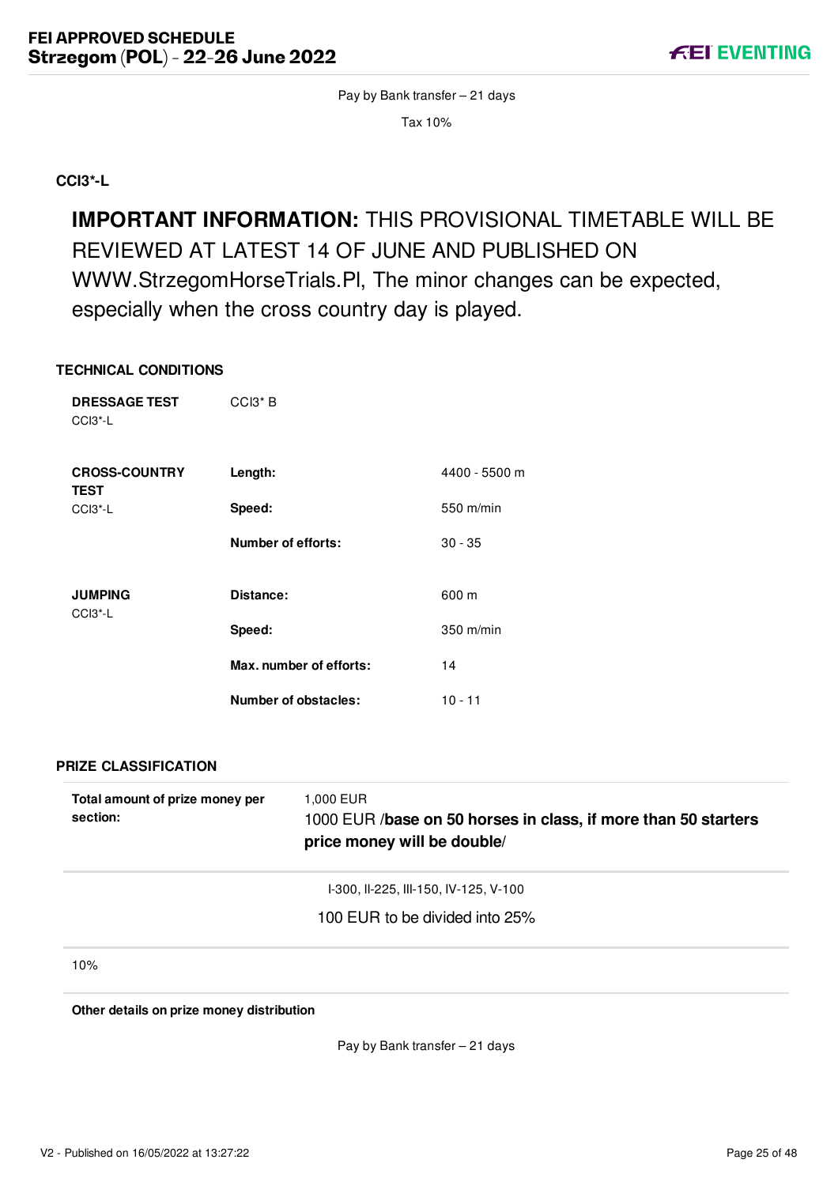Pay by Bank transfer – 21 days

Tax 10%

## CCI3*-L

**IMPORTANT INFORMATION:** THIS PROVISIONAL TIMETABLE WILL BE REVIEWED AT LATEST 14 OF JUNE AND PUBLISHED ON WWW.StrzegomHorseTrials.Pl, The minor changes can be expected, especially when the cross country day is played.

### TECHNICAL CONDITIONS

| | | |
|---|---|---|
| **DRESSAGE TEST** CCI3*-L | CCI3* B | |
| **CROSS-COUNTRY TEST** CCI3*-L | **Length:** | 4400 - 5500 m |
| | **Speed:** | 550 m/min |
| | **Number of efforts:** | 30 - 35 |
| **JUMPING** CCI3*-L | **Distance:** | 600 m |
| | **Speed:** | 350 m/min |
| | **Max. number of efforts:** | 14 |
| | **Number of obstacles:** | 10 - 11 |

### PRIZE CLASSIFICATION

| | |
|---|---|
| **Total amount of prize money per section:** | 1,000 EUR<br>1000 EUR /**base on 50 horses in class, if more than 50 starters price money will be double**/ |

I-300, II-225, III-150, IV-125, V-100

100 EUR to be divided into 25%

10%

**Other details on prize money distribution**

Pay by Bank transfer – 21 days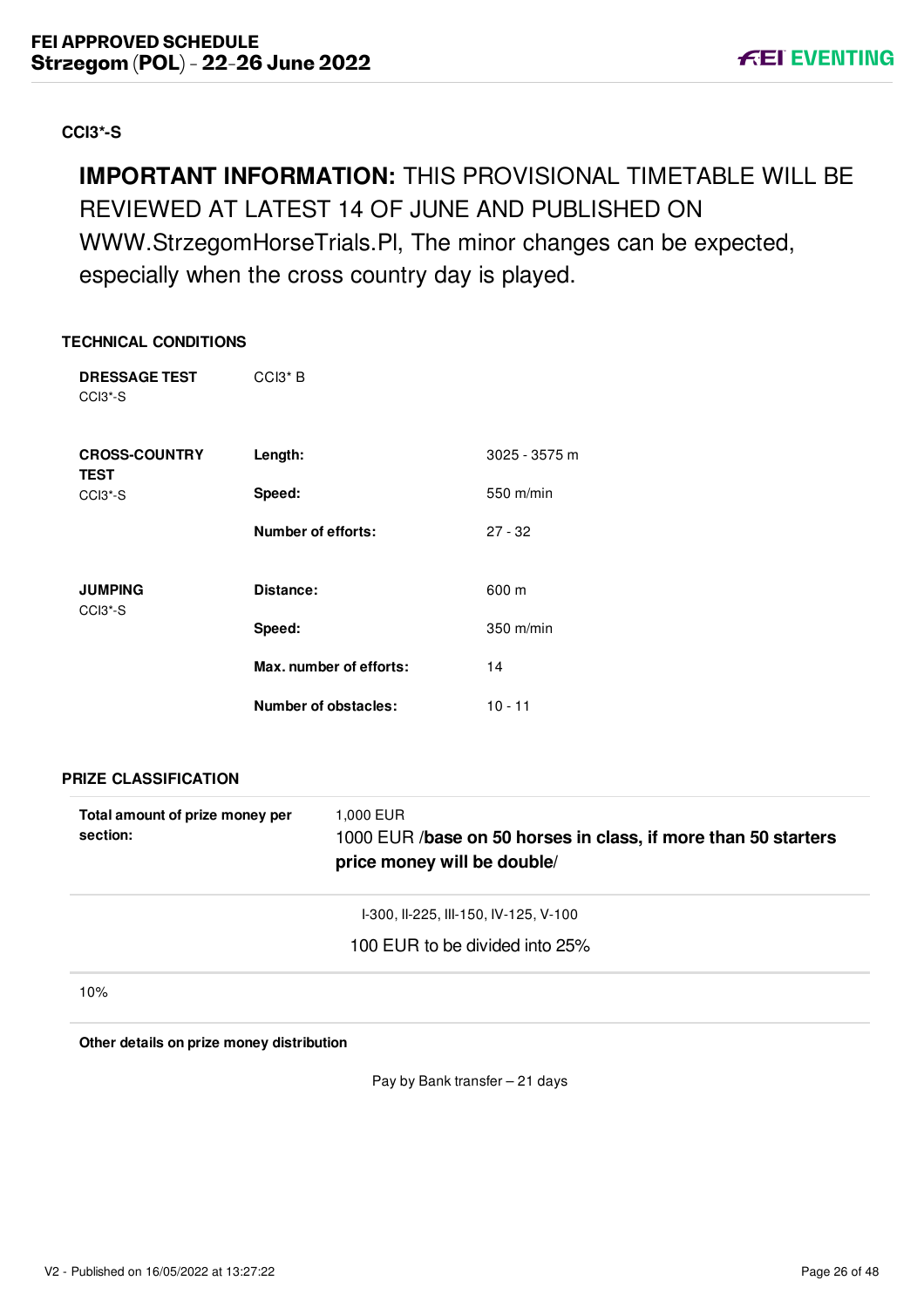### CCI3*-S

**IMPORTANT INFORMATION:** THIS PROVISIONAL TIMETABLE WILL BE REVIEWED AT LATEST 14 OF JUNE AND PUBLISHED ON WWW.StrzegomHorseTrials.Pl, The minor changes can be expected, especially when the cross country day is played.

### TECHNICAL CONDITIONS

| | | |
|---|---|---|
| **DRESSAGE TEST** CCI3*-S | CCI3* B | |
| **CROSS-COUNTRY TEST** CCI3*-S | **Length:** | 3025 - 3575 m |
| | **Speed:** | 550 m/min |
| | **Number of efforts:** | 27 - 32 |
| **JUMPING** CCI3*-S | **Distance:** | 600 m |
| | **Speed:** | 350 m/min |
| | **Max. number of efforts:** | 14 |
| | **Number of obstacles:** | 10 - 11 |

### PRIZE CLASSIFICATION

| | |
|---|---|
| **Total amount of prize money per section:** | 1,000 EUR<br>1000 EUR /**base on 50 horses in class, if more than 50 starters price money will be double**/ |
| | I-300, II-225, III-150, IV-125, V-100<br>100 EUR to be divided into 25% |
| 10% | |
| **Other details on prize money distribution** | |
| | Pay by Bank transfer – 21 days |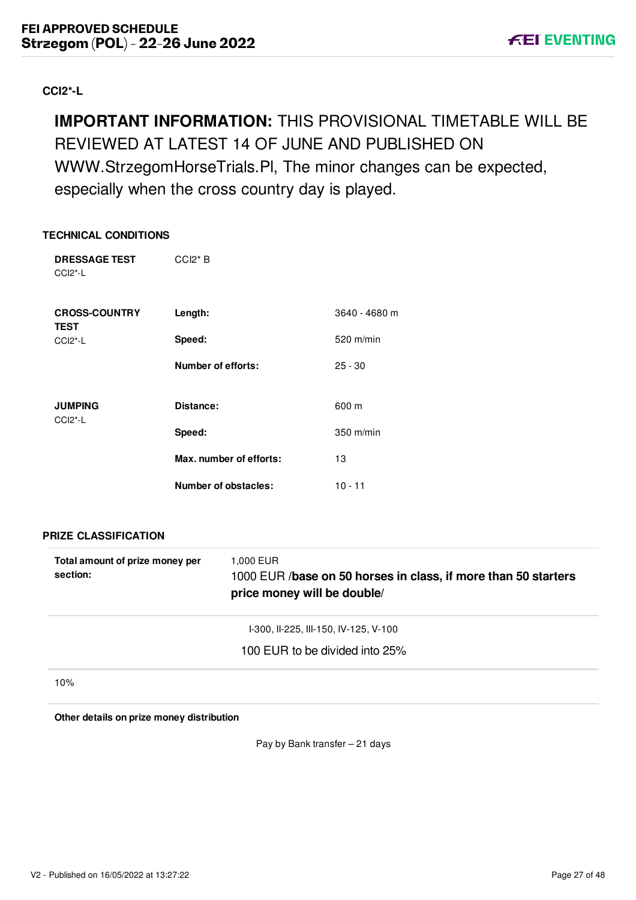**CCI2*-L**

**IMPORTANT INFORMATION:** THIS PROVISIONAL TIMETABLE WILL BE REVIEWED AT LATEST 14 OF JUNE AND PUBLISHED ON WWW.StrzegomHorseTrials.Pl, The minor changes can be expected, especially when the cross country day is played.

## TECHNICAL CONDITIONS

| | | |
|---|---|---|
| **DRESSAGE TEST** CCI2*-L | CCI2* B | |
| **CROSS-COUNTRY TEST** CCI2*-L | **Length:** | 3640 - 4680 m |
| | **Speed:** | 520 m/min |
| | **Number of efforts:** | 25 - 30 |
| **JUMPING** CCI2*-L | **Distance:** | 600 m |
| | **Speed:** | 350 m/min |
| | **Max. number of efforts:** | 13 |
| | **Number of obstacles:** | 10 - 11 |

## PRIZE CLASSIFICATION

**Total amount of prize money per section:**

1,000 EUR

1000 EUR /**base on 50 horses in class, if more than 50 starters price money will be double**/

I-300, II-225, III-150, IV-125, V-100

100 EUR to be divided into 25%

10%

**Other details on prize money distribution**

Pay by Bank transfer – 21 days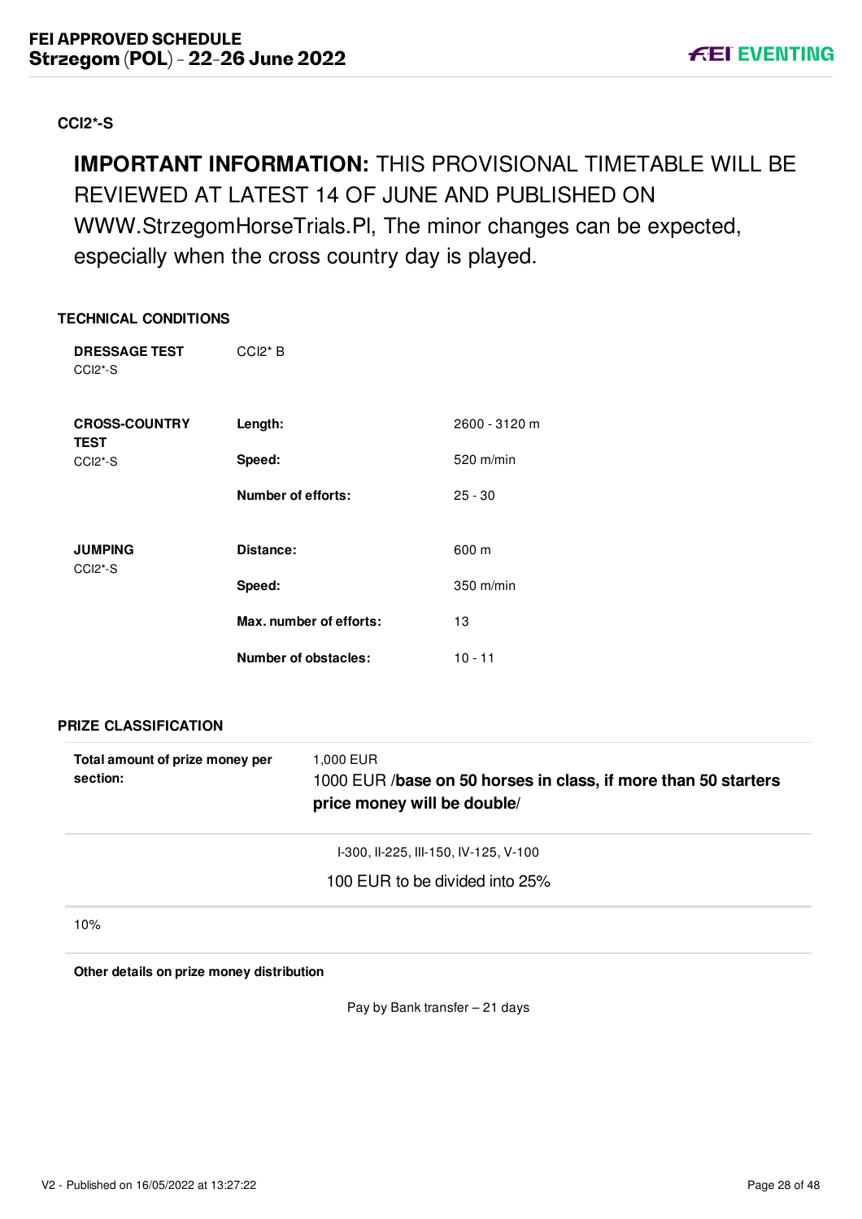**CCI2*-S**

**IMPORTANT INFORMATION:** THIS PROVISIONAL TIMETABLE WILL BE REVIEWED AT LATEST 14 OF JUNE AND PUBLISHED ON WWW.StrzegomHorseTrials.Pl, The minor changes can be expected, especially when the cross country day is played.

## TECHNICAL CONDITIONS

| | | |
|---|---|---|
| **DRESSAGE TEST** CCI2*-S | CCI2* B | |
| **CROSS-COUNTRY TEST** CCI2*-S | **Length:** | 2600 - 3120 m |
| | **Speed:** | 520 m/min |
| | **Number of efforts:** | 25 - 30 |
| **JUMPING** CCI2*-S | **Distance:** | 600 m |
| | **Speed:** | 350 m/min |
| | **Max. number of efforts:** | 13 |
| | **Number of obstacles:** | 10 - 11 |

## PRIZE CLASSIFICATION

| | |
|---|---|
| **Total amount of prize money per section:** | 1,000 EUR<br>1000 EUR /**base on 50 horses in class, if more than 50 starters price money will be double**/ |
| | I-300, II-225, III-150, IV-125, V-100<br>100 EUR to be divided into 25% |
| 10% | |
| **Other details on prize money distribution** | |
| | Pay by Bank transfer – 21 days |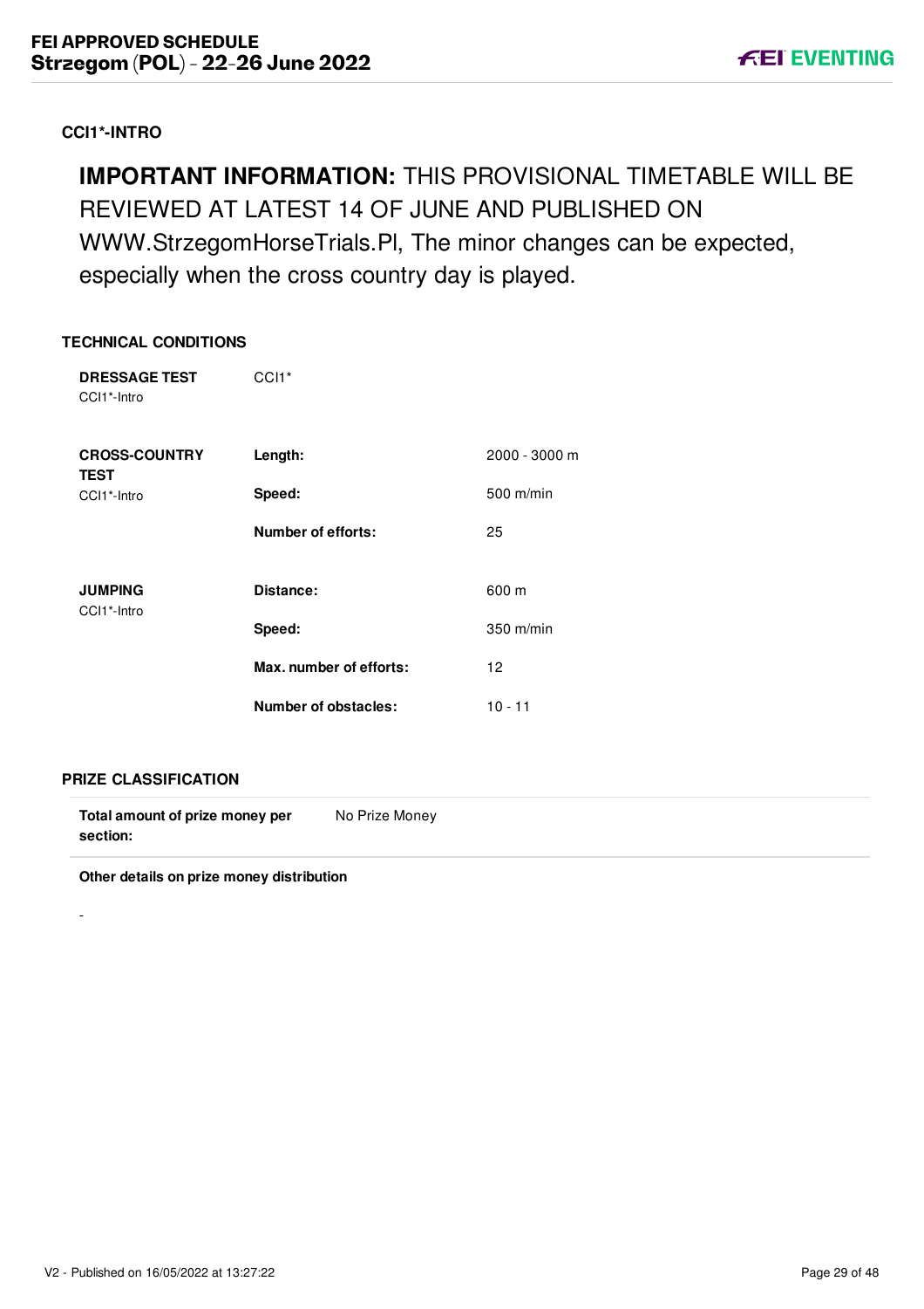## CCI1*-INTRO

**IMPORTANT INFORMATION:** THIS PROVISIONAL TIMETABLE WILL BE REVIEWED AT LATEST 14 OF JUNE AND PUBLISHED ON WWW.StrzegomHorseTrials.Pl, The minor changes can be expected, especially when the cross country day is played.

### TECHNICAL CONDITIONS

| | | |
|---|---|---|
| **DRESSAGE TEST** CCI1*-Intro | CCI1* | |
| **CROSS-COUNTRY TEST** CCI1*-Intro | **Length:** | 2000 - 3000 m |
| | **Speed:** | 500 m/min |
| | **Number of efforts:** | 25 |
| **JUMPING** CCI1*-Intro | **Distance:** | 600 m |
| | **Speed:** | 350 m/min |
| | **Max. number of efforts:** | 12 |
| | **Number of obstacles:** | 10 - 11 |

### PRIZE CLASSIFICATION

| | |
|---|---|
| **Total amount of prize money per section:** | No Prize Money |

**Other details on prize money distribution**

-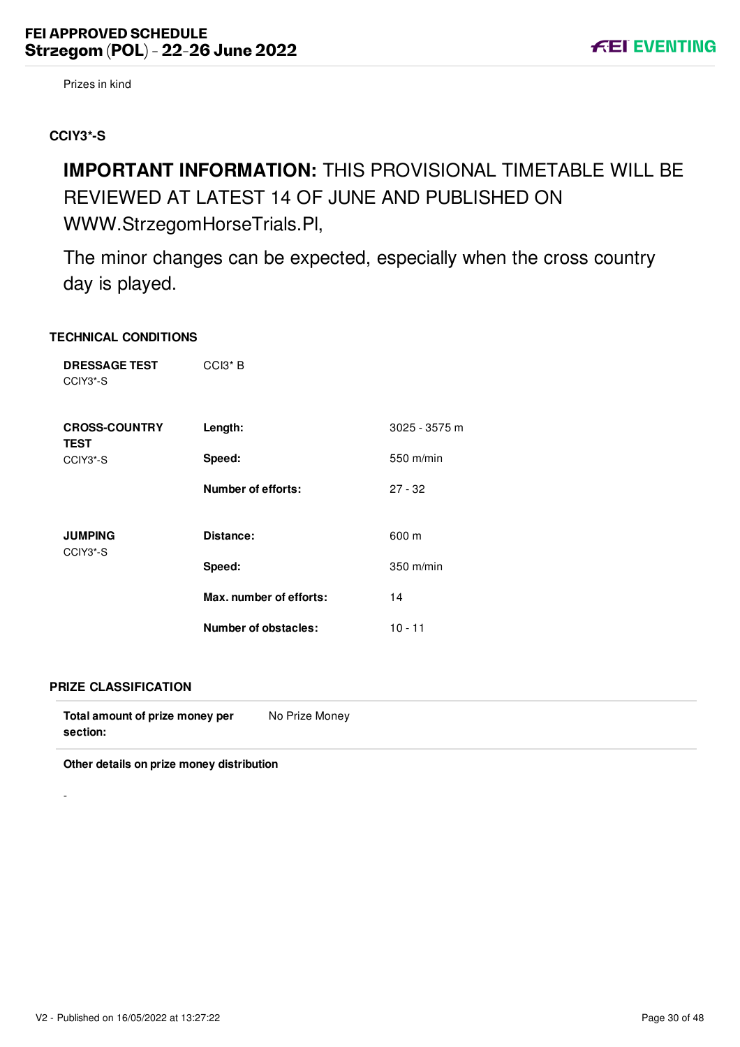Prizes in kind

### CCIY3*-S

**IMPORTANT INFORMATION:** THIS PROVISIONAL TIMETABLE WILL BE REVIEWED AT LATEST 14 OF JUNE AND PUBLISHED ON WWW.StrzegomHorseTrials.Pl,

The minor changes can be expected, especially when the cross country day is played.

#### TECHNICAL CONDITIONS

| | | |
|---|---|---|
| **DRESSAGE TEST** CCIY3*-S | CCI3* B | |
| **CROSS-COUNTRY TEST** CCIY3*-S | **Length:** | 3025 - 3575 m |
| | **Speed:** | 550 m/min |
| | **Number of efforts:** | 27 - 32 |
| **JUMPING** CCIY3*-S | **Distance:** | 600 m |
| | **Speed:** | 350 m/min |
| | **Max. number of efforts:** | 14 |
| | **Number of obstacles:** | 10 - 11 |

#### PRIZE CLASSIFICATION

| | |
|---|---|
| **Total amount of prize money per section:** | No Prize Money |

**Other details on prize money distribution**

-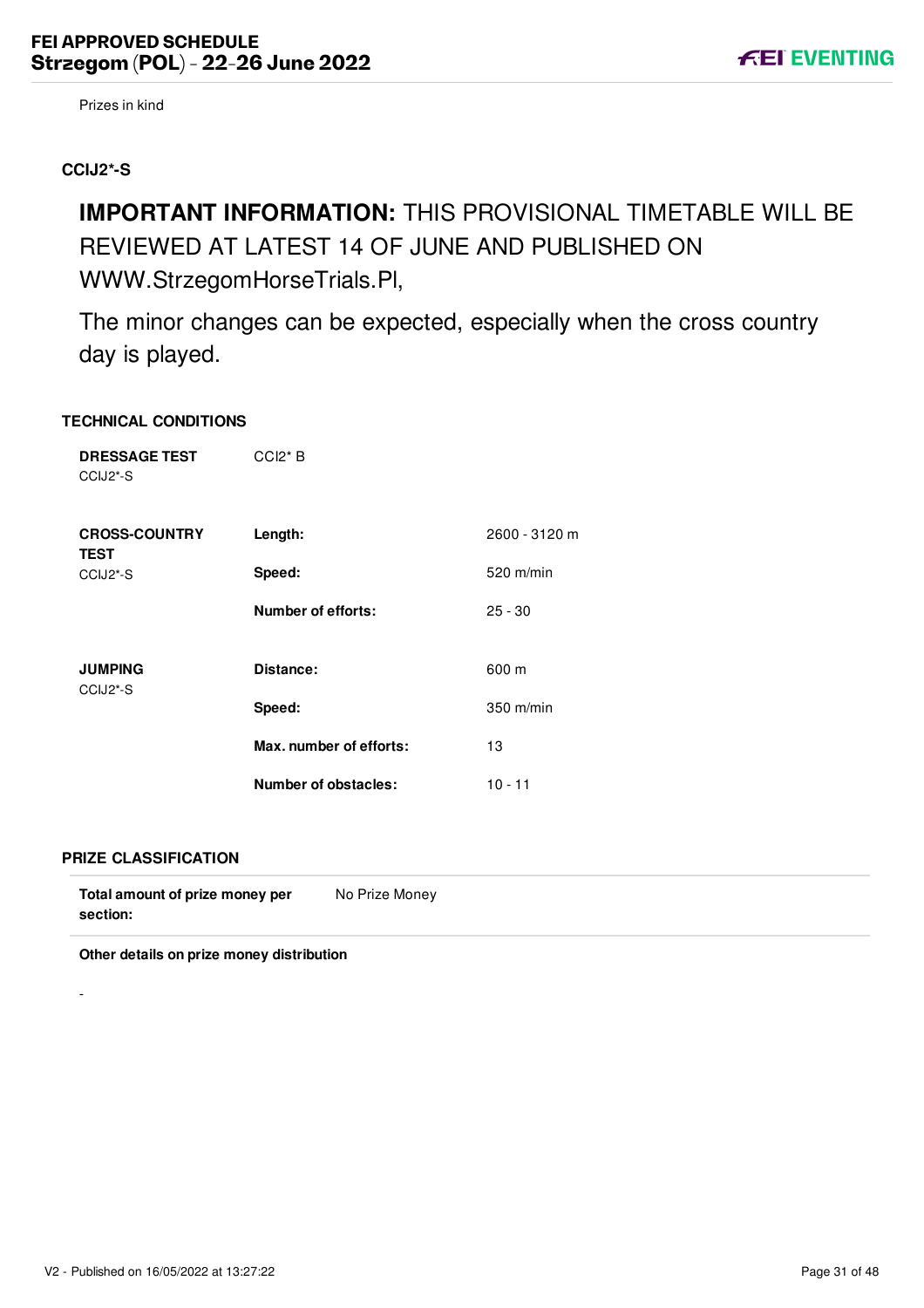Prizes in kind

### CCIJ2*-S

**IMPORTANT INFORMATION:** THIS PROVISIONAL TIMETABLE WILL BE REVIEWED AT LATEST 14 OF JUNE AND PUBLISHED ON WWW.StrzegomHorseTrials.Pl,

The minor changes can be expected, especially when the cross country day is played.

#### TECHNICAL CONDITIONS

| | | |
|---|---|---|
| **DRESSAGE TEST** CCIJ2*-S | CCI2* B | |
| **CROSS-COUNTRY TEST** CCIJ2*-S | **Length:** | 2600 - 3120 m |
| | **Speed:** | 520 m/min |
| | **Number of efforts:** | 25 - 30 |
| **JUMPING** CCIJ2*-S | **Distance:** | 600 m |
| | **Speed:** | 350 m/min |
| | **Max. number of efforts:** | 13 |
| | **Number of obstacles:** | 10 - 11 |

#### PRIZE CLASSIFICATION

| | |
|---|---|
| **Total amount of prize money per section:** | No Prize Money |

**Other details on prize money distribution**

-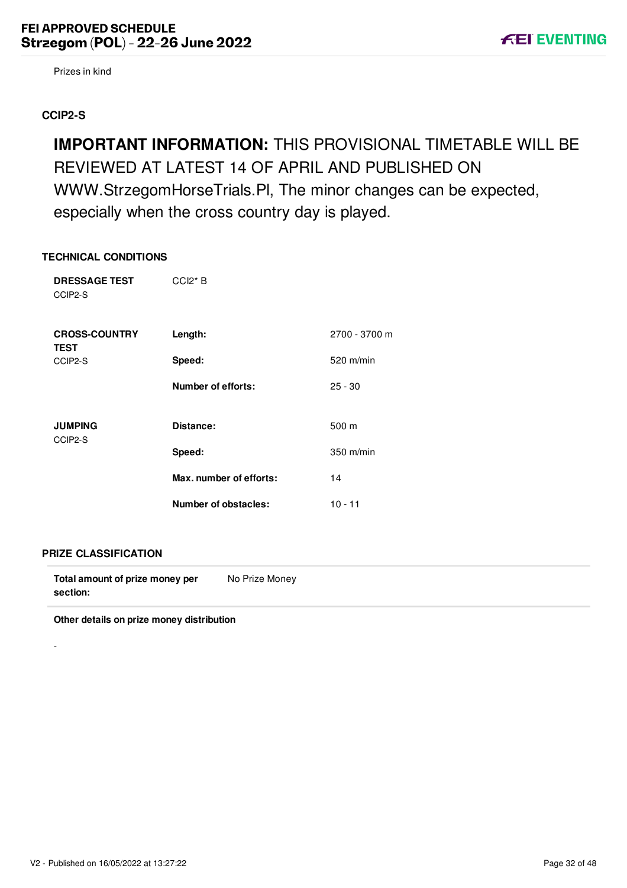Prizes in kind

### CCIP2-S

**IMPORTANT INFORMATION:** THIS PROVISIONAL TIMETABLE WILL BE REVIEWED AT LATEST 14 OF APRIL AND PUBLISHED ON WWW.StrzegomHorseTrials.Pl, The minor changes can be expected, especially when the cross country day is played.

#### TECHNICAL CONDITIONS

| | | |
|---|---|---|
| **DRESSAGE TEST** CCIP2-S | CCI2* B | |
| **CROSS-COUNTRY TEST** CCIP2-S | **Length:** | 2700 - 3700 m |
| | **Speed:** | 520 m/min |
| | **Number of efforts:** | 25 - 30 |
| **JUMPING** CCIP2-S | **Distance:** | 500 m |
| | **Speed:** | 350 m/min |
| | **Max. number of efforts:** | 14 |
| | **Number of obstacles:** | 10 - 11 |

#### PRIZE CLASSIFICATION

| | |
|---|---|
| **Total amount of prize money per section:** | No Prize Money |

**Other details on prize money distribution**

-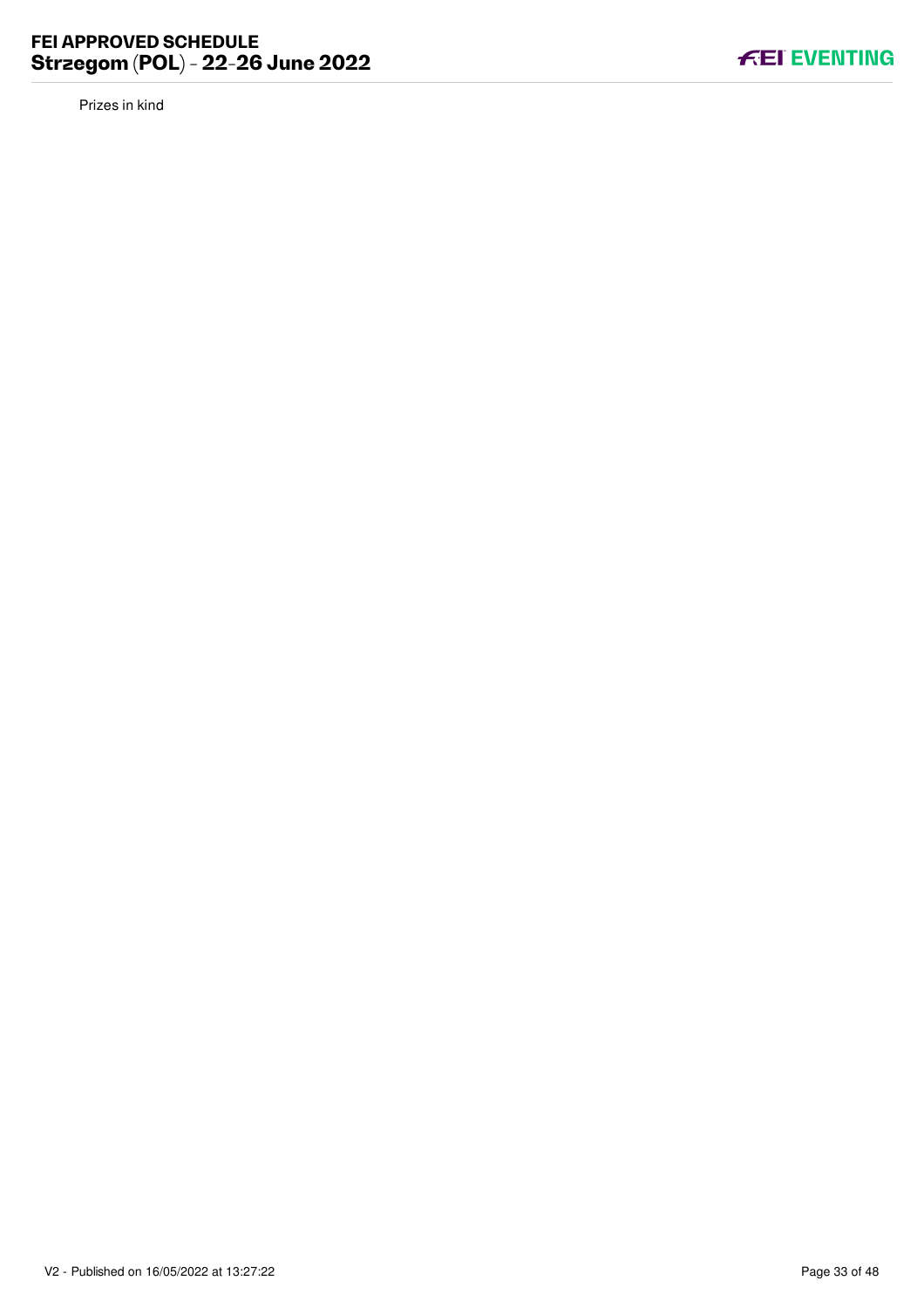Prizes in kind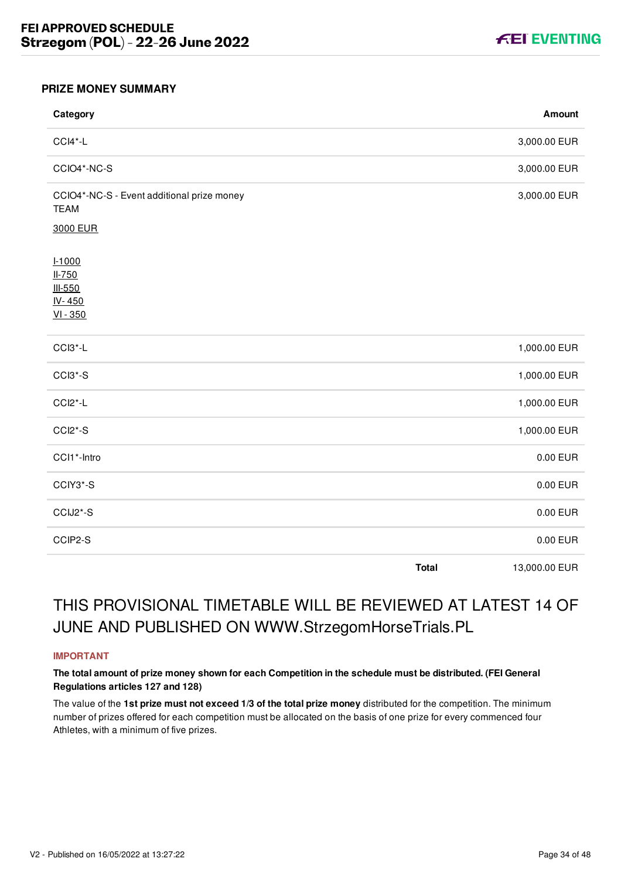### PRIZE MONEY SUMMARY

| Category | Amount |
|---|---|
| CCI4*-L | 3,000.00 EUR |
| CCIO4*-NC-S | 3,000.00 EUR |
| CCIO4*-NC-S - Event additional prize money TEAM<br><br>3000 EUR<br><br>I-1000<br>II-750<br>III-550<br>IV- 450<br>VI - 350 | 3,000.00 EUR |
| CCI3*-L | 1,000.00 EUR |
| CCI3*-S | 1,000.00 EUR |
| CCI2*-L | 1,000.00 EUR |
| CCI2*-S | 1,000.00 EUR |
| CCI1*-Intro | 0.00 EUR |
| CCIY3*-S | 0.00 EUR |
| CCIJ2*-S | 0.00 EUR |
| CCIP2-S | 0.00 EUR |
| **Total** | 13,000.00 EUR |

THIS PROVISIONAL TIMETABLE WILL BE REVIEWED AT LATEST 14 OF JUNE AND PUBLISHED ON WWW.StrzegomHorseTrials.PL

**IMPORTANT**

**The total amount of prize money shown for each Competition in the schedule must be distributed. (FEI General Regulations articles 127 and 128)**

The value of the **1st prize must not exceed 1/3 of the total prize money** distributed for the competition. The minimum number of prizes offered for each competition must be allocated on the basis of one prize for every commenced four Athletes, with a minimum of five prizes.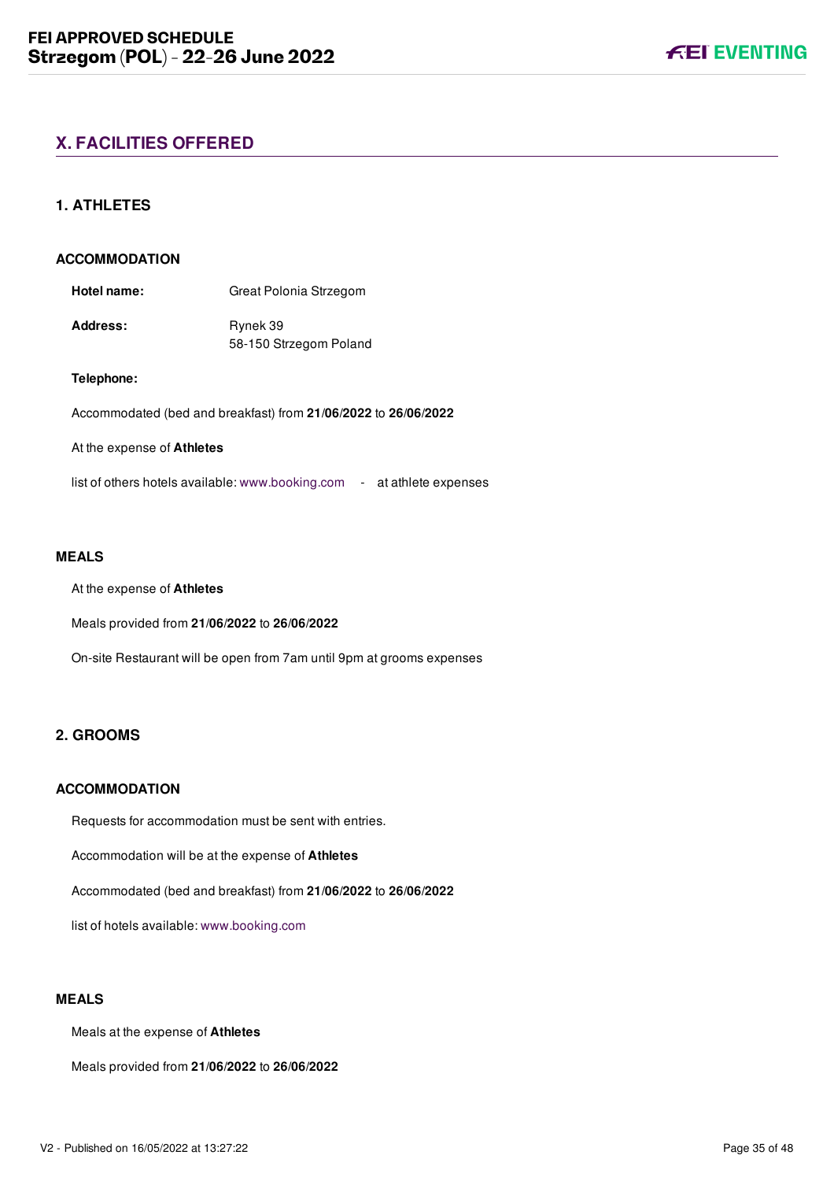## X. FACILITIES OFFERED

### 1. ATHLETES

#### ACCOMMODATION

**Hotel name:** Great Polonia Strzegom

**Address:** Rynek 39
58-150 Strzegom Poland

**Telephone:**

Accommodated (bed and breakfast) from **21/06/2022** to **26/06/2022**

At the expense of **Athletes**

list of others hotels available: www.booking.com - at athlete expenses

#### MEALS

At the expense of **Athletes**

Meals provided from **21/06/2022** to **26/06/2022**

On-site Restaurant will be open from 7am until 9pm at grooms expenses

### 2. GROOMS

#### ACCOMMODATION

Requests for accommodation must be sent with entries.

Accommodation will be at the expense of **Athletes**

Accommodated (bed and breakfast) from **21/06/2022** to **26/06/2022**

list of hotels available: www.booking.com

#### MEALS

Meals at the expense of **Athletes**

Meals provided from **21/06/2022** to **26/06/2022**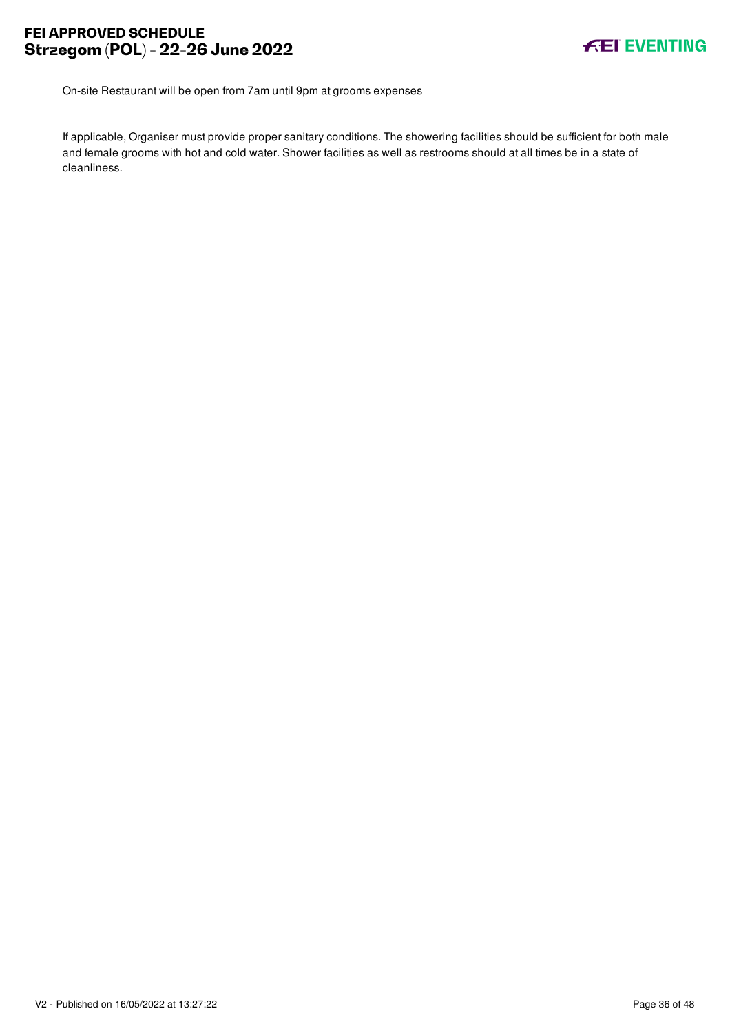On-site Restaurant will be open from 7am until 9pm at grooms expenses

If applicable, Organiser must provide proper sanitary conditions. The showering facilities should be sufficient for both male and female grooms with hot and cold water. Shower facilities as well as restrooms should at all times be in a state of cleanliness.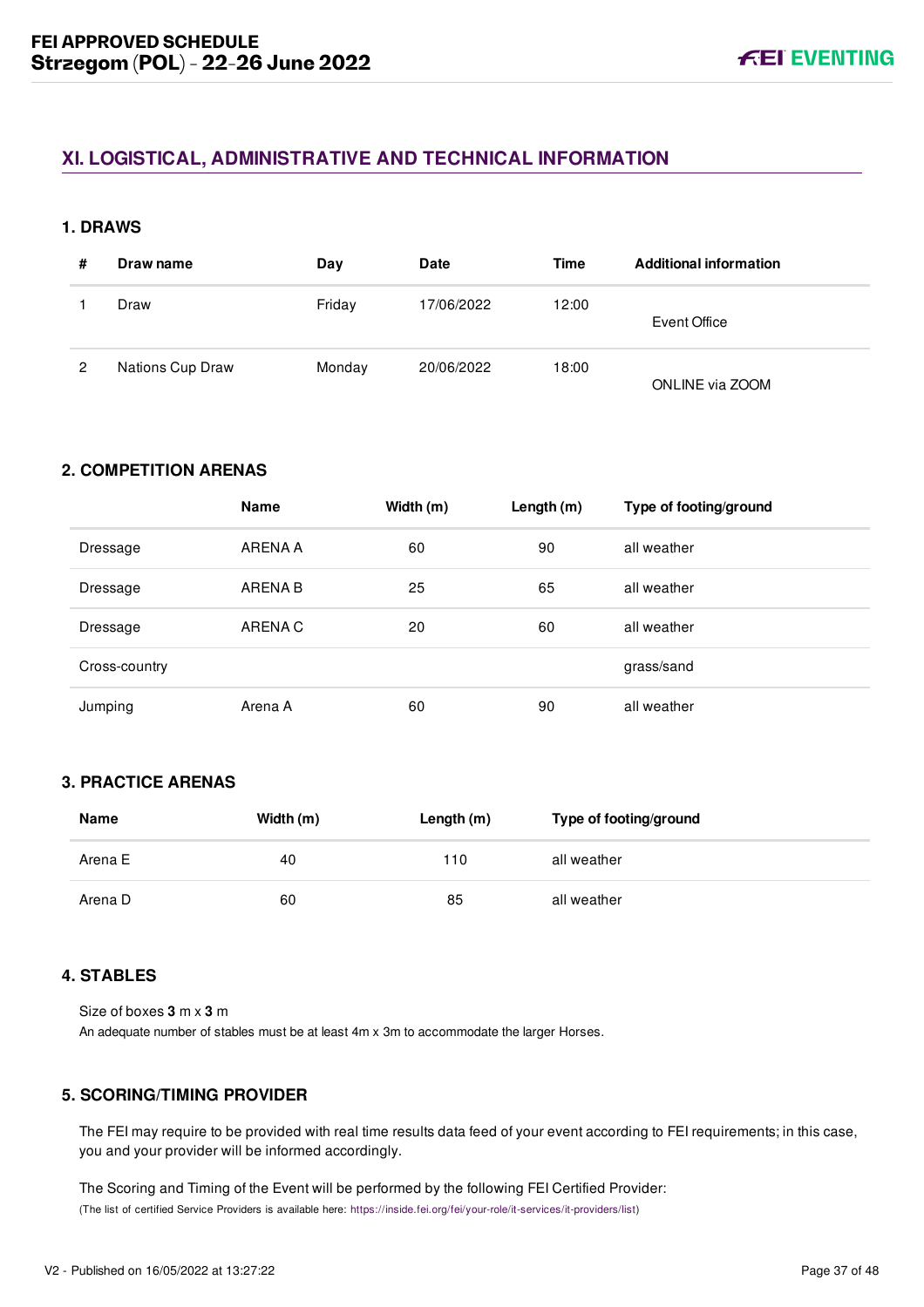## XI. LOGISTICAL, ADMINISTRATIVE AND TECHNICAL INFORMATION

### 1. DRAWS

| # | Draw name | Day | Date | Time | Additional information |
|---|---|---|---|---|---|
| 1 | Draw | Friday | 17/06/2022 | 12:00 | Event Office |
| 2 | Nations Cup Draw | Monday | 20/06/2022 | 18:00 | ONLINE via ZOOM |

### 2. COMPETITION ARENAS

| | Name | Width (m) | Length (m) | Type of footing/ground |
|---|---|---|---|---|
| Dressage | ARENA A | 60 | 90 | all weather |
| Dressage | ARENA B | 25 | 65 | all weather |
| Dressage | ARENA C | 20 | 60 | all weather |
| Cross-country | | | | grass/sand |
| Jumping | Arena A | 60 | 90 | all weather |

### 3. PRACTICE ARENAS

| Name | Width (m) | Length (m) | Type of footing/ground |
|---|---|---|---|
| Arena E | 40 | 110 | all weather |
| Arena D | 60 | 85 | all weather |

### 4. STABLES

Size of boxes **3** m x **3** m

An adequate number of stables must be at least 4m x 3m to accommodate the larger Horses.

### 5. SCORING/TIMING PROVIDER

The FEI may require to be provided with real time results data feed of your event according to FEI requirements; in this case, you and your provider will be informed accordingly.

The Scoring and Timing of the Event will be performed by the following FEI Certified Provider:

(The list of certified Service Providers is available here: https://inside.fei.org/fei/your-role/it-services/it-providers/list)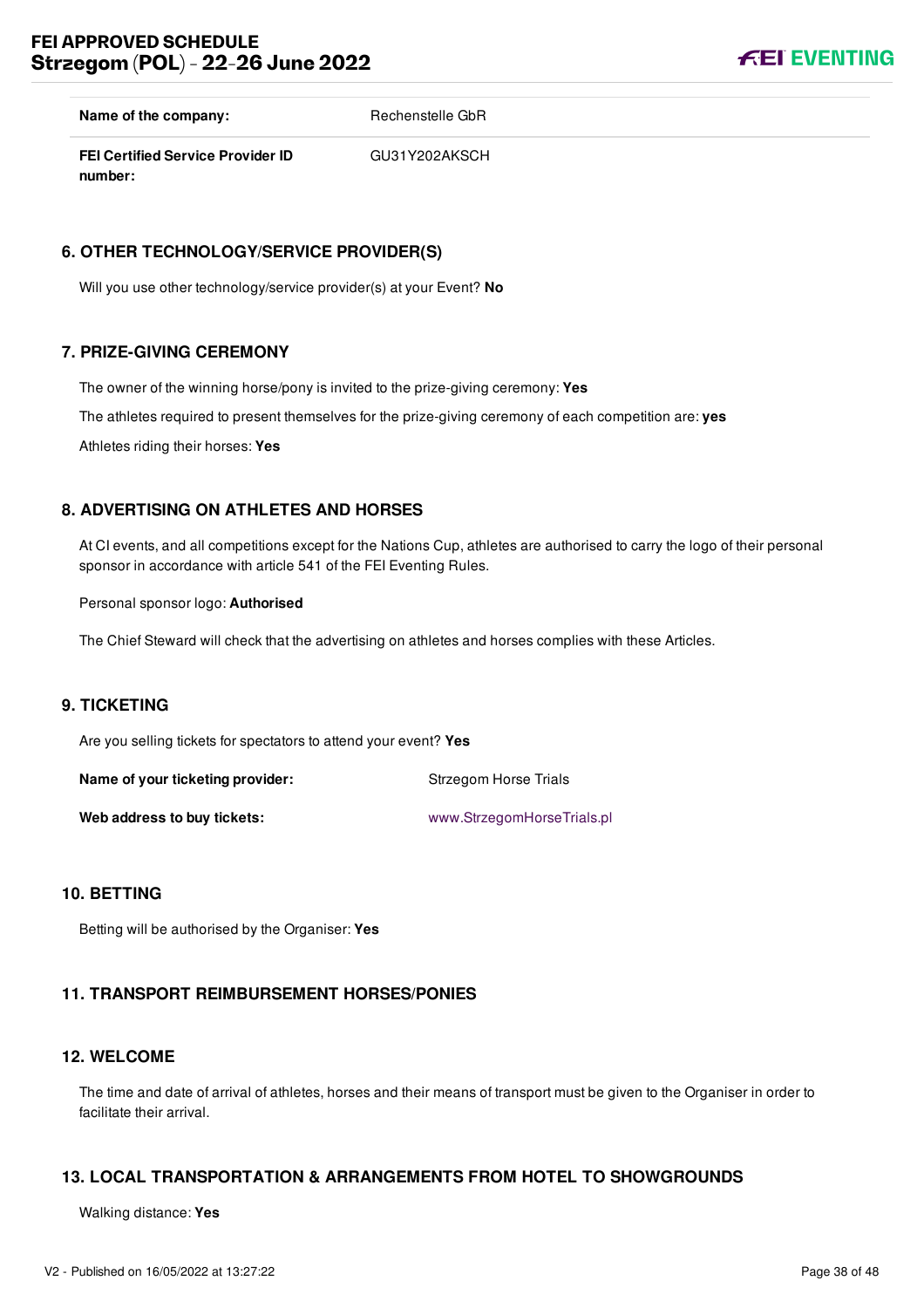| | |
|---|---|
| **Name of the company:** | Rechenstelle GbR |
| **FEI Certified Service Provider ID number:** | GU31Y202AKSCH |

### 6. OTHER TECHNOLOGY/SERVICE PROVIDER(S)

Will you use other technology/service provider(s) at your Event? **No**

### 7. PRIZE-GIVING CEREMONY

The owner of the winning horse/pony is invited to the prize-giving ceremony: **Yes**

The athletes required to present themselves for the prize-giving ceremony of each competition are: **yes**

Athletes riding their horses: **Yes**

### 8. ADVERTISING ON ATHLETES AND HORSES

At CI events, and all competitions except for the Nations Cup, athletes are authorised to carry the logo of their personal sponsor in accordance with article 541 of the FEI Eventing Rules.

Personal sponsor logo: **Authorised**

The Chief Steward will check that the advertising on athletes and horses complies with these Articles.

### 9. TICKETING

Are you selling tickets for spectators to attend your event? **Yes**

| | |
|---|---|
| **Name of your ticketing provider:** | Strzegom Horse Trials |
| **Web address to buy tickets:** | www.StrzegomHorseTrials.pl |

### 10. BETTING

Betting will be authorised by the Organiser: **Yes**

### 11. TRANSPORT REIMBURSEMENT HORSES/PONIES

### 12. WELCOME

The time and date of arrival of athletes, horses and their means of transport must be given to the Organiser in order to facilitate their arrival.

### 13. LOCAL TRANSPORTATION & ARRANGEMENTS FROM HOTEL TO SHOWGROUNDS

Walking distance: **Yes**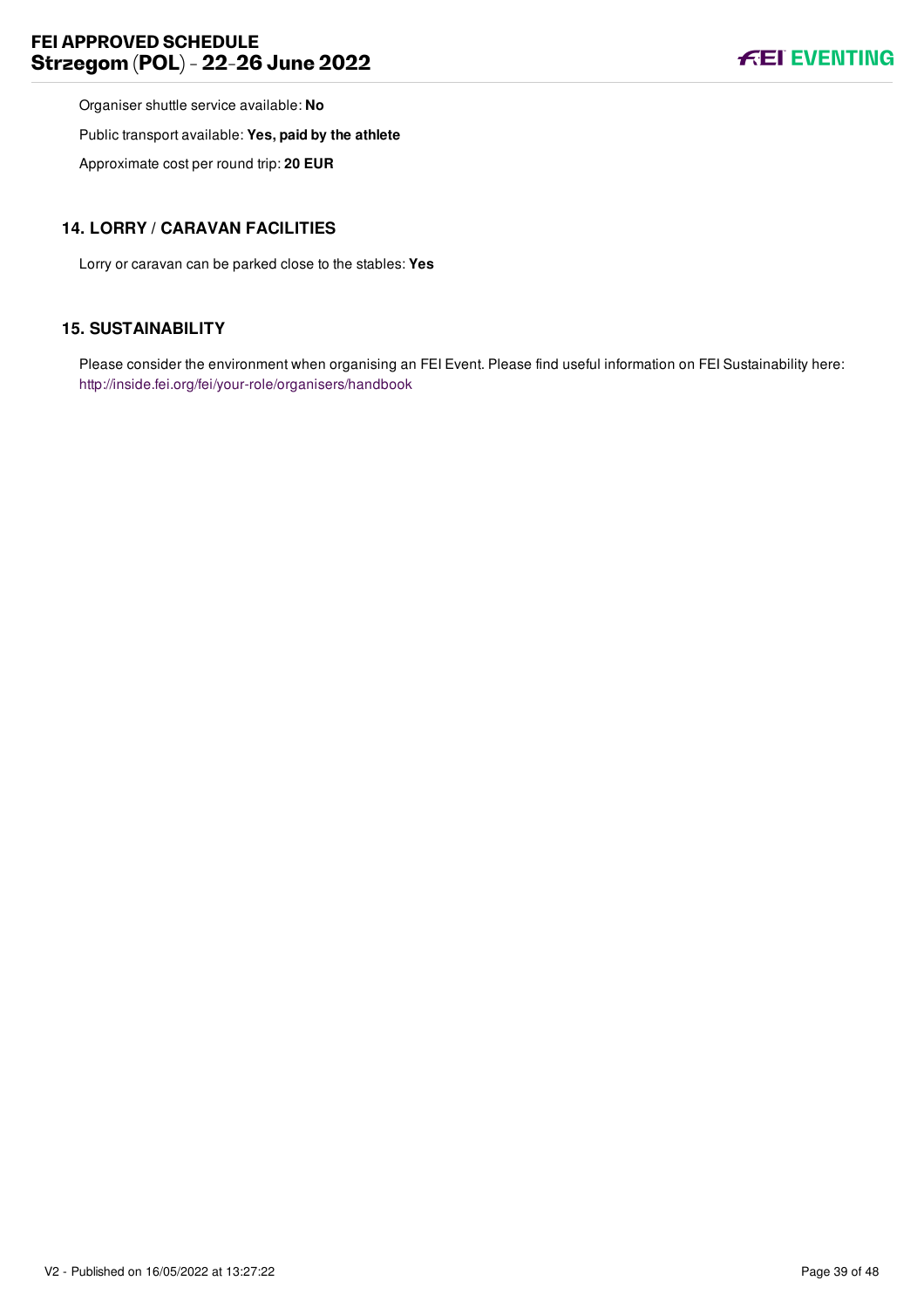Organiser shuttle service available: **No**

Public transport available: **Yes, paid by the athlete**

Approximate cost per round trip: **20 EUR**

## 14. LORRY / CARAVAN FACILITIES

Lorry or caravan can be parked close to the stables: **Yes**

## 15. SUSTAINABILITY

Please consider the environment when organising an FEI Event. Please find useful information on FEI Sustainability here: http://inside.fei.org/fei/your-role/organisers/handbook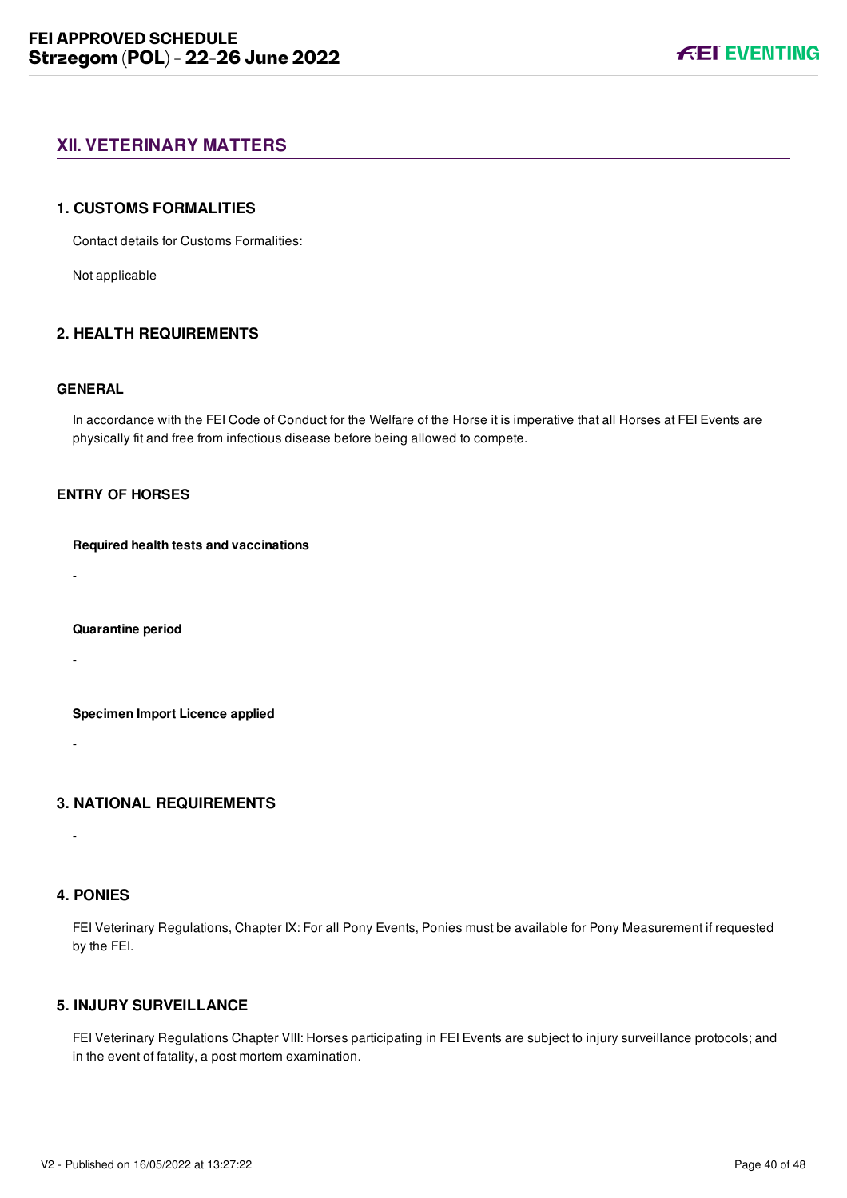## XII. VETERINARY MATTERS

### 1. CUSTOMS FORMALITIES

Contact details for Customs Formalities:

Not applicable

### 2. HEALTH REQUIREMENTS

#### GENERAL

In accordance with the FEI Code of Conduct for the Welfare of the Horse it is imperative that all Horses at FEI Events are physically fit and free from infectious disease before being allowed to compete.

#### ENTRY OF HORSES

**Required health tests and vaccinations**

-

**Quarantine period**

-

**Specimen Import Licence applied**

-

### 3. NATIONAL REQUIREMENTS

-

### 4. PONIES

FEI Veterinary Regulations, Chapter IX: For all Pony Events, Ponies must be available for Pony Measurement if requested by the FEI.

### 5. INJURY SURVEILLANCE

FEI Veterinary Regulations Chapter VIII: Horses participating in FEI Events are subject to injury surveillance protocols; and in the event of fatality, a post mortem examination.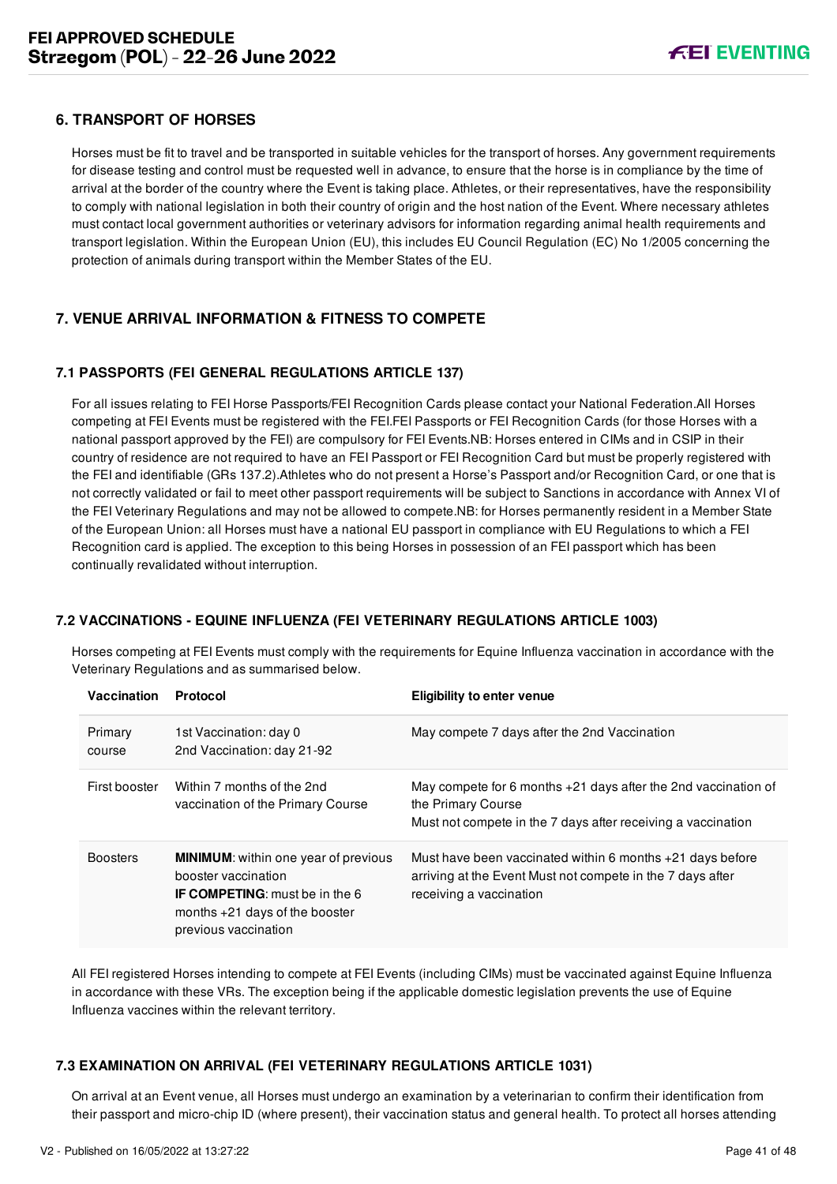## 6. TRANSPORT OF HORSES

Horses must be fit to travel and be transported in suitable vehicles for the transport of horses. Any government requirements for disease testing and control must be requested well in advance, to ensure that the horse is in compliance by the time of arrival at the border of the country where the Event is taking place. Athletes, or their representatives, have the responsibility to comply with national legislation in both their country of origin and the host nation of the Event. Where necessary athletes must contact local government authorities or veterinary advisors for information regarding animal health requirements and transport legislation. Within the European Union (EU), this includes EU Council Regulation (EC) No 1/2005 concerning the protection of animals during transport within the Member States of the EU.

## 7. VENUE ARRIVAL INFORMATION & FITNESS TO COMPETE

### 7.1 PASSPORTS (FEI GENERAL REGULATIONS ARTICLE 137)

For all issues relating to FEI Horse Passports/FEI Recognition Cards please contact your National Federation.All Horses competing at FEI Events must be registered with the FEI.FEI Passports or FEI Recognition Cards (for those Horses with a national passport approved by the FEI) are compulsory for FEI Events.NB: Horses entered in CIMs and in CSIP in their country of residence are not required to have an FEI Passport or FEI Recognition Card but must be properly registered with the FEI and identifiable (GRs 137.2).Athletes who do not present a Horse's Passport and/or Recognition Card, or one that is not correctly validated or fail to meet other passport requirements will be subject to Sanctions in accordance with Annex VI of the FEI Veterinary Regulations and may not be allowed to compete.NB: for Horses permanently resident in a Member State of the European Union: all Horses must have a national EU passport in compliance with EU Regulations to which a FEI Recognition card is applied. The exception to this being Horses in possession of an FEI passport which has been continually revalidated without interruption.

### 7.2 VACCINATIONS - EQUINE INFLUENZA (FEI VETERINARY REGULATIONS ARTICLE 1003)

Horses competing at FEI Events must comply with the requirements for Equine Influenza vaccination in accordance with the Veterinary Regulations and as summarised below.

| Vaccination | Protocol | Eligibility to enter venue |
|---|---|---|
| Primary course | 1st Vaccination: day 0<br>2nd Vaccination: day 21-92 | May compete 7 days after the 2nd Vaccination |
| First booster | Within 7 months of the 2nd vaccination of the Primary Course | May compete for 6 months +21 days after the 2nd vaccination of the Primary Course<br>Must not compete in the 7 days after receiving a vaccination |
| Boosters | **MINIMUM**: within one year of previous booster vaccination<br>**IF COMPETING**: must be in the 6 months +21 days of the booster previous vaccination | Must have been vaccinated within 6 months +21 days before arriving at the Event Must not compete in the 7 days after receiving a vaccination |

All FEI registered Horses intending to compete at FEI Events (including CIMs) must be vaccinated against Equine Influenza in accordance with these VRs. The exception being if the applicable domestic legislation prevents the use of Equine Influenza vaccines within the relevant territory.

### 7.3 EXAMINATION ON ARRIVAL (FEI VETERINARY REGULATIONS ARTICLE 1031)

On arrival at an Event venue, all Horses must undergo an examination by a veterinarian to confirm their identification from their passport and micro-chip ID (where present), their vaccination status and general health. To protect all horses attending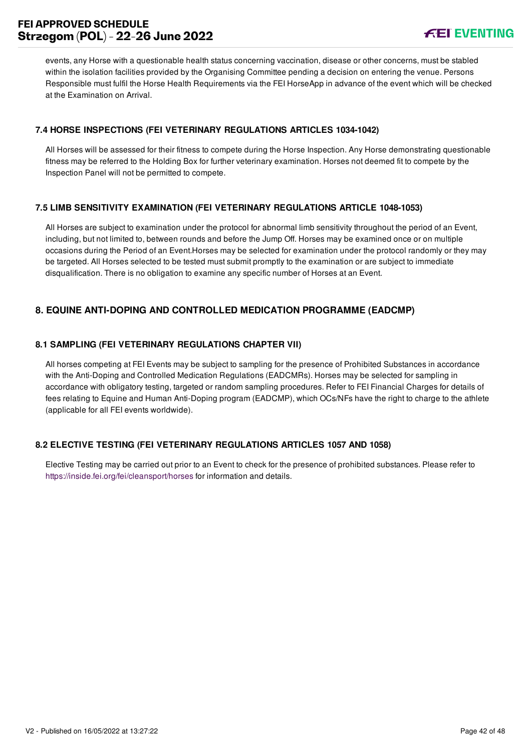events, any Horse with a questionable health status concerning vaccination, disease or other concerns, must be stabled within the isolation facilities provided by the Organising Committee pending a decision on entering the venue. Persons Responsible must fulfil the Horse Health Requirements via the FEI HorseApp in advance of the event which will be checked at the Examination on Arrival.

### 7.4 HORSE INSPECTIONS (FEI VETERINARY REGULATIONS ARTICLES 1034-1042)

All Horses will be assessed for their fitness to compete during the Horse Inspection. Any Horse demonstrating questionable fitness may be referred to the Holding Box for further veterinary examination. Horses not deemed fit to compete by the Inspection Panel will not be permitted to compete.

### 7.5 LIMB SENSITIVITY EXAMINATION (FEI VETERINARY REGULATIONS ARTICLE 1048-1053)

All Horses are subject to examination under the protocol for abnormal limb sensitivity throughout the period of an Event, including, but not limited to, between rounds and before the Jump Off. Horses may be examined once or on multiple occasions during the Period of an Event.Horses may be selected for examination under the protocol randomly or they may be targeted. All Horses selected to be tested must submit promptly to the examination or are subject to immediate disqualification. There is no obligation to examine any specific number of Horses at an Event.

## 8. EQUINE ANTI-DOPING AND CONTROLLED MEDICATION PROGRAMME (EADCMP)

### 8.1 SAMPLING (FEI VETERINARY REGULATIONS CHAPTER VII)

All horses competing at FEI Events may be subject to sampling for the presence of Prohibited Substances in accordance with the Anti-Doping and Controlled Medication Regulations (EADCMRs). Horses may be selected for sampling in accordance with obligatory testing, targeted or random sampling procedures. Refer to FEI Financial Charges for details of fees relating to Equine and Human Anti-Doping program (EADCMP), which OCs/NFs have the right to charge to the athlete (applicable for all FEI events worldwide).

### 8.2 ELECTIVE TESTING (FEI VETERINARY REGULATIONS ARTICLES 1057 AND 1058)

Elective Testing may be carried out prior to an Event to check for the presence of prohibited substances. Please refer to https://inside.fei.org/fei/cleansport/horses for information and details.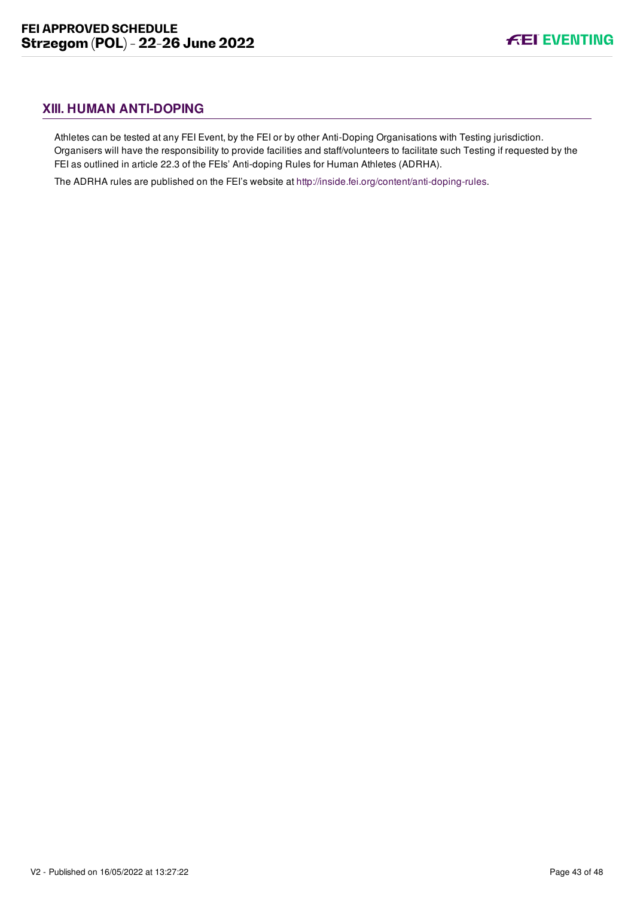## XIII. HUMAN ANTI-DOPING

Athletes can be tested at any FEI Event, by the FEI or by other Anti-Doping Organisations with Testing jurisdiction. Organisers will have the responsibility to provide facilities and staff/volunteers to facilitate such Testing if requested by the FEI as outlined in article 22.3 of the FEIs' Anti-doping Rules for Human Athletes (ADRHA).

The ADRHA rules are published on the FEI's website at http://inside.fei.org/content/anti-doping-rules.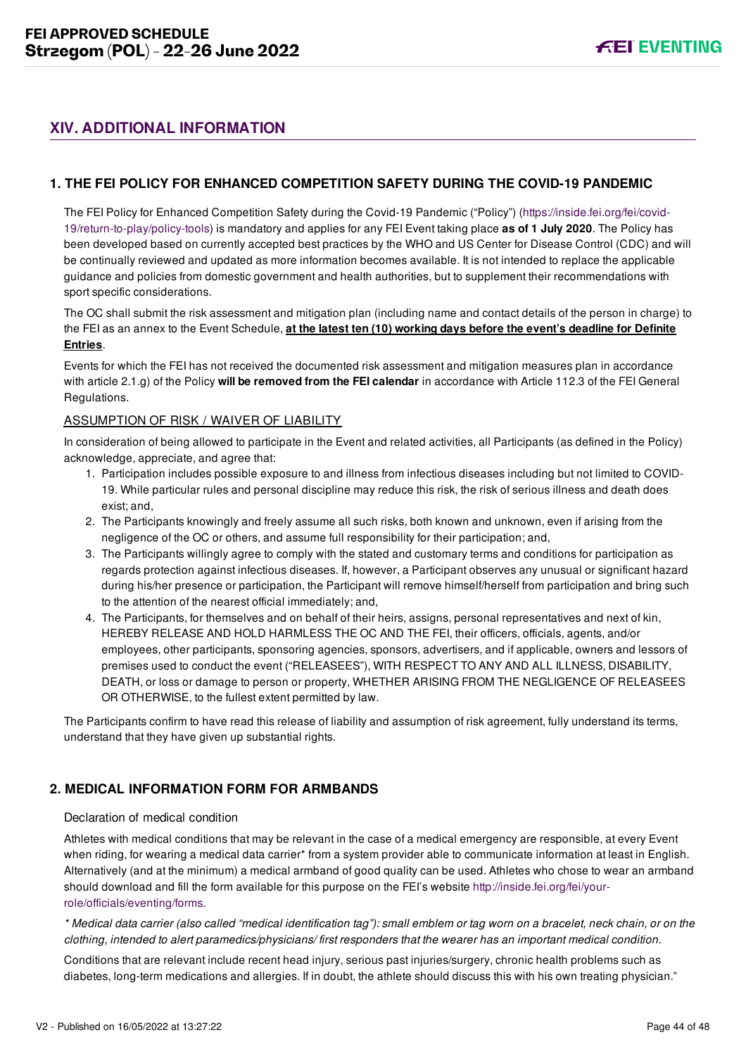## XIV. ADDITIONAL INFORMATION

### 1. THE FEI POLICY FOR ENHANCED COMPETITION SAFETY DURING THE COVID-19 PANDEMIC

The FEI Policy for Enhanced Competition Safety during the Covid-19 Pandemic ("Policy") (https://inside.fei.org/fei/covid-19/return-to-play/policy-tools) is mandatory and applies for any FEI Event taking place **as of 1 July 2020**. The Policy has been developed based on currently accepted best practices by the WHO and US Center for Disease Control (CDC) and will be continually reviewed and updated as more information becomes available. It is not intended to replace the applicable guidance and policies from domestic government and health authorities, but to supplement their recommendations with sport specific considerations.

The OC shall submit the risk assessment and mitigation plan (including name and contact details of the person in charge) to the FEI as an annex to the Event Schedule, **at the latest ten (10) working days before the event's deadline for Definite Entries**.

Events for which the FEI has not received the documented risk assessment and mitigation measures plan in accordance with article 2.1.g) of the Policy **will be removed from the FEI calendar** in accordance with Article 112.3 of the FEI General Regulations.

ASSUMPTION OF RISK / WAIVER OF LIABILITY

In consideration of being allowed to participate in the Event and related activities, all Participants (as defined in the Policy) acknowledge, appreciate, and agree that:

1. Participation includes possible exposure to and illness from infectious diseases including but not limited to COVID-19. While particular rules and personal discipline may reduce this risk, the risk of serious illness and death does exist; and,
2. The Participants knowingly and freely assume all such risks, both known and unknown, even if arising from the negligence of the OC or others, and assume full responsibility for their participation; and,
3. The Participants willingly agree to comply with the stated and customary terms and conditions for participation as regards protection against infectious diseases. If, however, a Participant observes any unusual or significant hazard during his/her presence or participation, the Participant will remove himself/herself from participation and bring such to the attention of the nearest official immediately; and,
4. The Participants, for themselves and on behalf of their heirs, assigns, personal representatives and next of kin, HEREBY RELEASE AND HOLD HARMLESS THE OC AND THE FEI, their officers, officials, agents, and/or employees, other participants, sponsoring agencies, sponsors, advertisers, and if applicable, owners and lessors of premises used to conduct the event ("RELEASEES"), WITH RESPECT TO ANY AND ALL ILLNESS, DISABILITY, DEATH, or loss or damage to person or property, WHETHER ARISING FROM THE NEGLIGENCE OF RELEASEES OR OTHERWISE, to the fullest extent permitted by law.

The Participants confirm to have read this release of liability and assumption of risk agreement, fully understand its terms, understand that they have given up substantial rights.

### 2. MEDICAL INFORMATION FORM FOR ARMBANDS

Declaration of medical condition

Athletes with medical conditions that may be relevant in the case of a medical emergency are responsible, at every Event when riding, for wearing a medical data carrier* from a system provider able to communicate information at least in English. Alternatively (and at the minimum) a medical armband of good quality can be used. Athletes who chose to wear an armband should download and fill the form available for this purpose on the FEI's website http://inside.fei.org/fei/your-role/officials/eventing/forms.

*\* Medical data carrier (also called "medical identification tag"): small emblem or tag worn on a bracelet, neck chain, or on the clothing, intended to alert paramedics/physicians/ first responders that the wearer has an important medical condition.*

Conditions that are relevant include recent head injury, serious past injuries/surgery, chronic health problems such as diabetes, long-term medications and allergies. If in doubt, the athlete should discuss this with his own treating physician."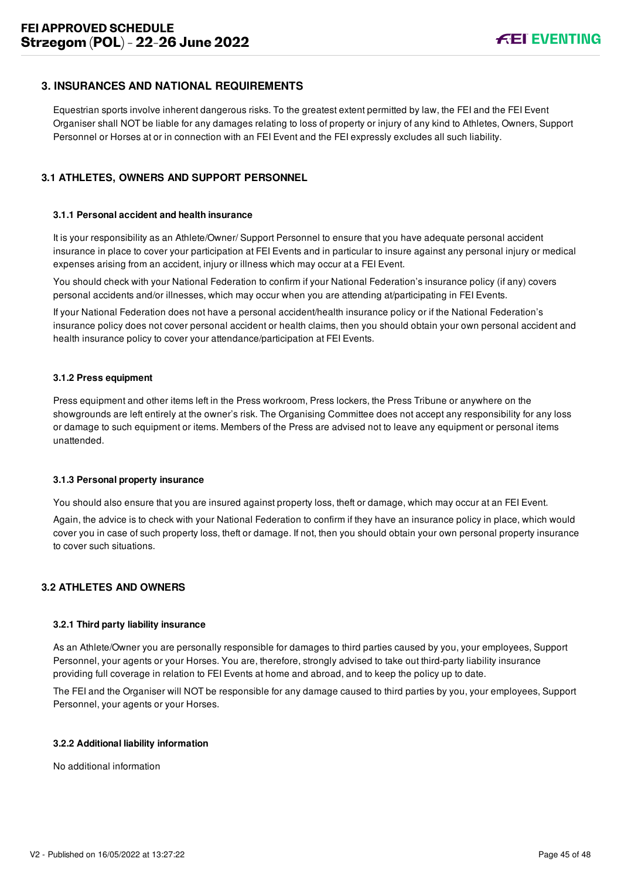## 3. INSURANCES AND NATIONAL REQUIREMENTS

Equestrian sports involve inherent dangerous risks. To the greatest extent permitted by law, the FEI and the FEI Event Organiser shall NOT be liable for any damages relating to loss of property or injury of any kind to Athletes, Owners, Support Personnel or Horses at or in connection with an FEI Event and the FEI expressly excludes all such liability.

### 3.1 ATHLETES, OWNERS AND SUPPORT PERSONNEL

#### 3.1.1 Personal accident and health insurance

It is your responsibility as an Athlete/Owner/ Support Personnel to ensure that you have adequate personal accident insurance in place to cover your participation at FEI Events and in particular to insure against any personal injury or medical expenses arising from an accident, injury or illness which may occur at a FEI Event.

You should check with your National Federation to confirm if your National Federation's insurance policy (if any) covers personal accidents and/or illnesses, which may occur when you are attending at/participating in FEI Events.

If your National Federation does not have a personal accident/health insurance policy or if the National Federation's insurance policy does not cover personal accident or health claims, then you should obtain your own personal accident and health insurance policy to cover your attendance/participation at FEI Events.

#### 3.1.2 Press equipment

Press equipment and other items left in the Press workroom, Press lockers, the Press Tribune or anywhere on the showgrounds are left entirely at the owner's risk. The Organising Committee does not accept any responsibility for any loss or damage to such equipment or items. Members of the Press are advised not to leave any equipment or personal items unattended.

#### 3.1.3 Personal property insurance

You should also ensure that you are insured against property loss, theft or damage, which may occur at an FEI Event.

Again, the advice is to check with your National Federation to confirm if they have an insurance policy in place, which would cover you in case of such property loss, theft or damage. If not, then you should obtain your own personal property insurance to cover such situations.

### 3.2 ATHLETES AND OWNERS

#### 3.2.1 Third party liability insurance

As an Athlete/Owner you are personally responsible for damages to third parties caused by you, your employees, Support Personnel, your agents or your Horses. You are, therefore, strongly advised to take out third-party liability insurance providing full coverage in relation to FEI Events at home and abroad, and to keep the policy up to date.

The FEI and the Organiser will NOT be responsible for any damage caused to third parties by you, your employees, Support Personnel, your agents or your Horses.

#### 3.2.2 Additional liability information

No additional information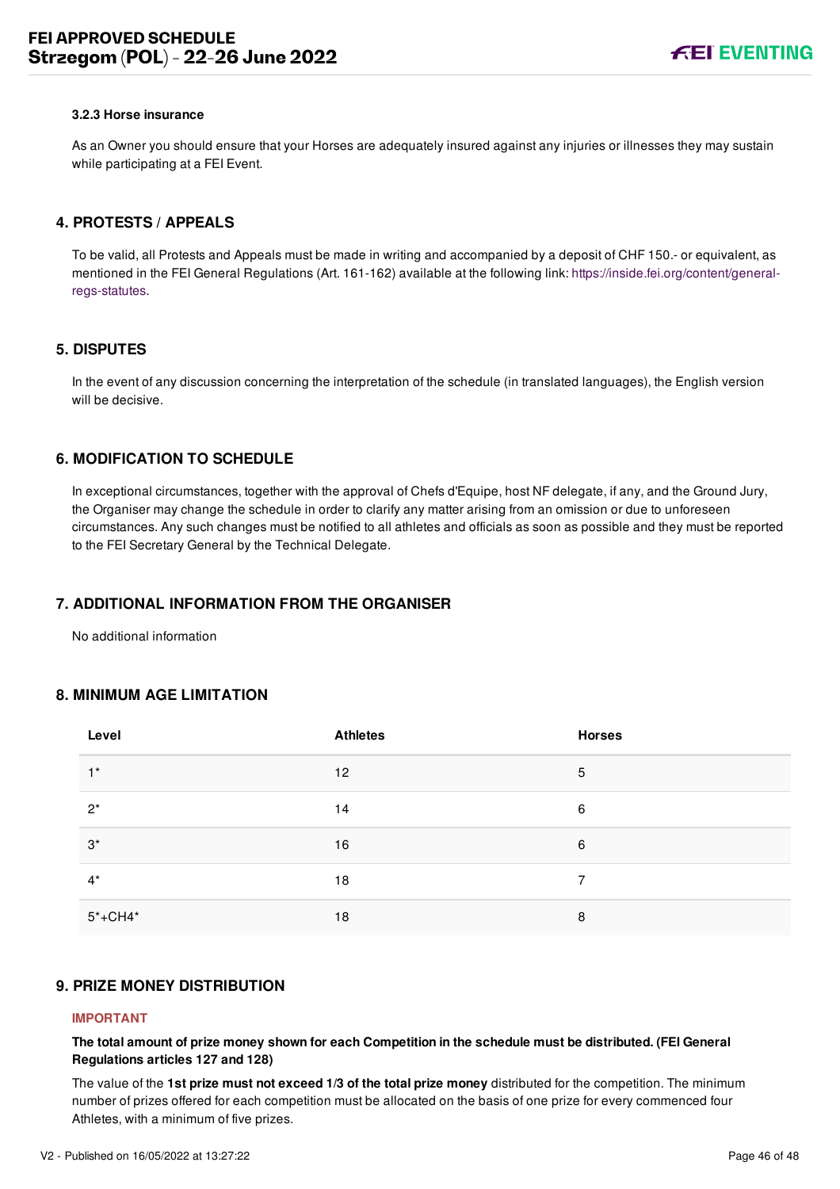#### 3.2.3 Horse insurance

As an Owner you should ensure that your Horses are adequately insured against any injuries or illnesses they may sustain while participating at a FEI Event.

## 4. PROTESTS / APPEALS

To be valid, all Protests and Appeals must be made in writing and accompanied by a deposit of CHF 150.- or equivalent, as mentioned in the FEI General Regulations (Art. 161-162) available at the following link: https://inside.fei.org/content/general-regs-statutes.

## 5. DISPUTES

In the event of any discussion concerning the interpretation of the schedule (in translated languages), the English version will be decisive.

## 6. MODIFICATION TO SCHEDULE

In exceptional circumstances, together with the approval of Chefs d'Equipe, host NF delegate, if any, and the Ground Jury, the Organiser may change the schedule in order to clarify any matter arising from an omission or due to unforeseen circumstances. Any such changes must be notified to all athletes and officials as soon as possible and they must be reported to the FEI Secretary General by the Technical Delegate.

## 7. ADDITIONAL INFORMATION FROM THE ORGANISER

No additional information

## 8. MINIMUM AGE LIMITATION

| Level | Athletes | Horses |
|---|---|---|
| 1* | 12 | 5 |
| 2* | 14 | 6 |
| 3* | 16 | 6 |
| 4* | 18 | 7 |
| 5*+CH4* | 18 | 8 |

## 9. PRIZE MONEY DISTRIBUTION

**IMPORTANT**

**The total amount of prize money shown for each Competition in the schedule must be distributed. (FEI General Regulations articles 127 and 128)**

The value of the **1st prize must not exceed 1/3 of the total prize money** distributed for the competition. The minimum number of prizes offered for each competition must be allocated on the basis of one prize for every commenced four Athletes, with a minimum of five prizes.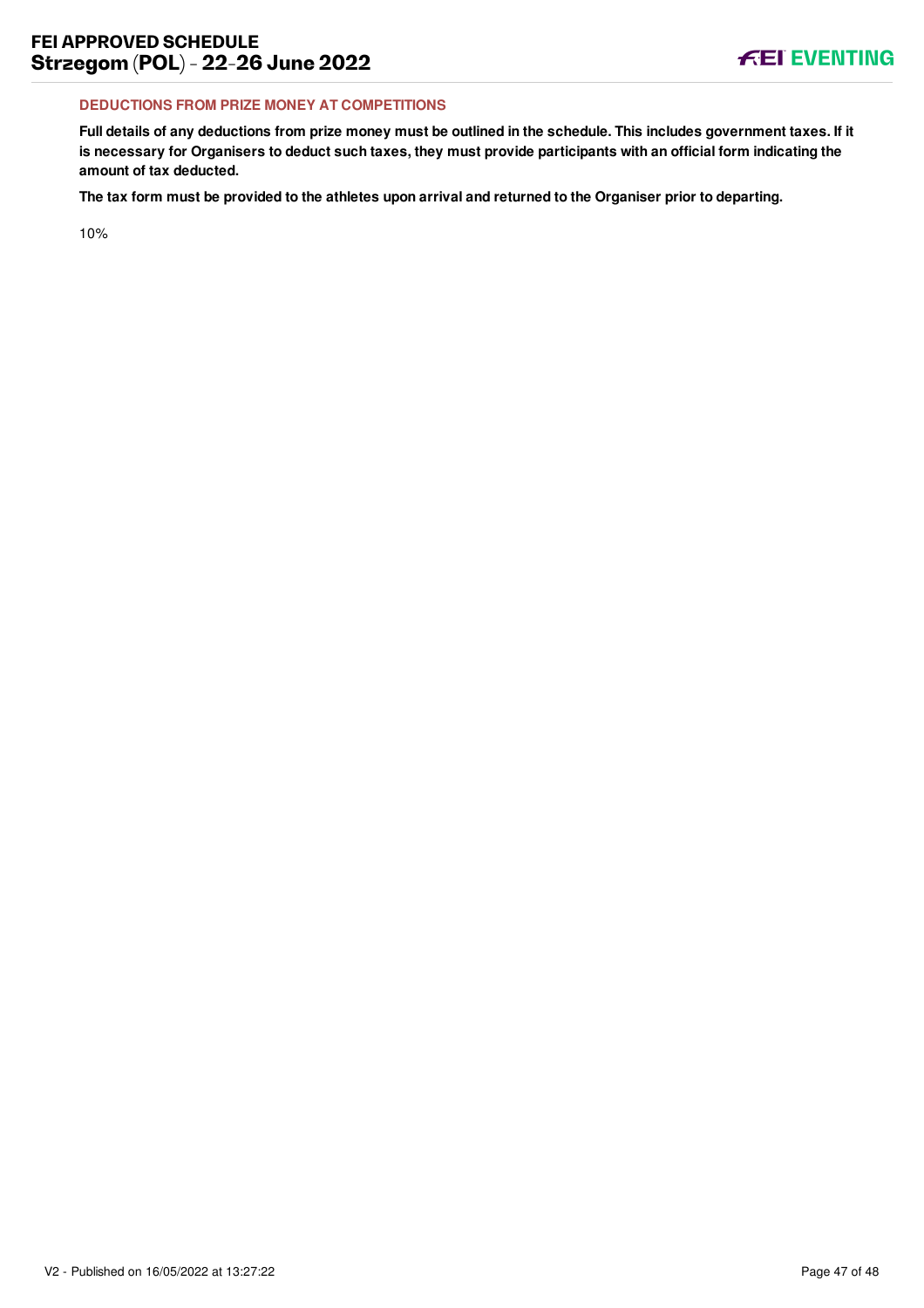### DEDUCTIONS FROM PRIZE MONEY AT COMPETITIONS

**Full details of any deductions from prize money must be outlined in the schedule. This includes government taxes. If it is necessary for Organisers to deduct such taxes, they must provide participants with an official form indicating the amount of tax deducted.**

**The tax form must be provided to the athletes upon arrival and returned to the Organiser prior to departing.**

10%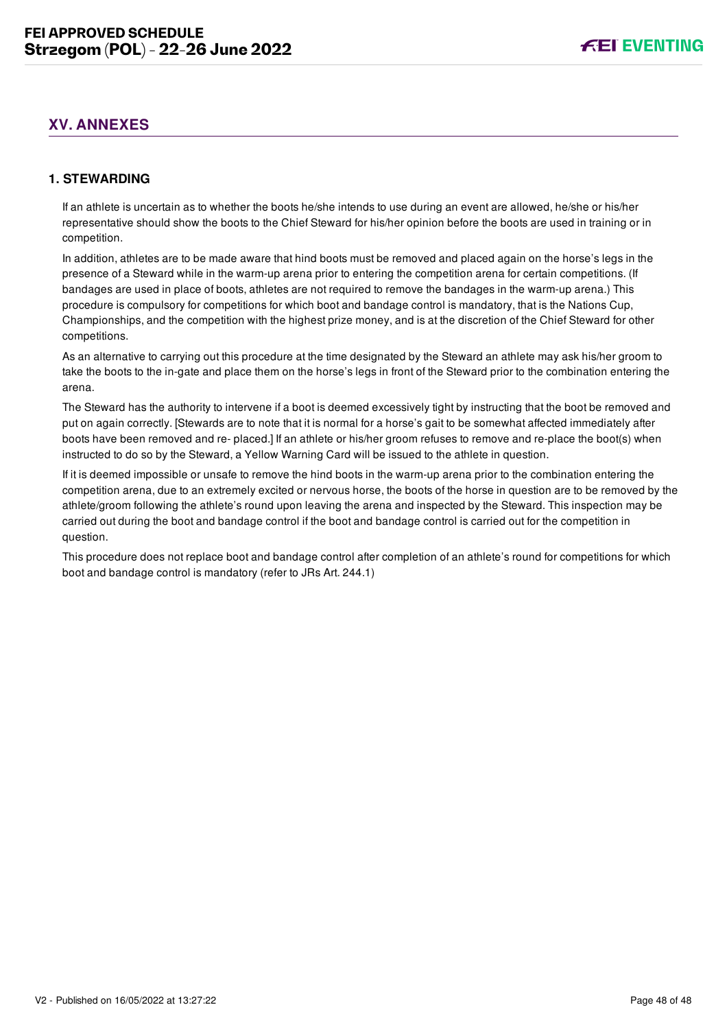## XV. ANNEXES

### 1. STEWARDING

If an athlete is uncertain as to whether the boots he/she intends to use during an event are allowed, he/she or his/her representative should show the boots to the Chief Steward for his/her opinion before the boots are used in training or in competition.

In addition, athletes are to be made aware that hind boots must be removed and placed again on the horse's legs in the presence of a Steward while in the warm-up arena prior to entering the competition arena for certain competitions. (If bandages are used in place of boots, athletes are not required to remove the bandages in the warm-up arena.) This procedure is compulsory for competitions for which boot and bandage control is mandatory, that is the Nations Cup, Championships, and the competition with the highest prize money, and is at the discretion of the Chief Steward for other competitions.

As an alternative to carrying out this procedure at the time designated by the Steward an athlete may ask his/her groom to take the boots to the in-gate and place them on the horse's legs in front of the Steward prior to the combination entering the arena.

The Steward has the authority to intervene if a boot is deemed excessively tight by instructing that the boot be removed and put on again correctly. [Stewards are to note that it is normal for a horse's gait to be somewhat affected immediately after boots have been removed and re- placed.] If an athlete or his/her groom refuses to remove and re-place the boot(s) when instructed to do so by the Steward, a Yellow Warning Card will be issued to the athlete in question.

If it is deemed impossible or unsafe to remove the hind boots in the warm-up arena prior to the combination entering the competition arena, due to an extremely excited or nervous horse, the boots of the horse in question are to be removed by the athlete/groom following the athlete's round upon leaving the arena and inspected by the Steward. This inspection may be carried out during the boot and bandage control if the boot and bandage control is carried out for the competition in question.

This procedure does not replace boot and bandage control after completion of an athlete's round for competitions for which boot and bandage control is mandatory (refer to JRs Art. 244.1)